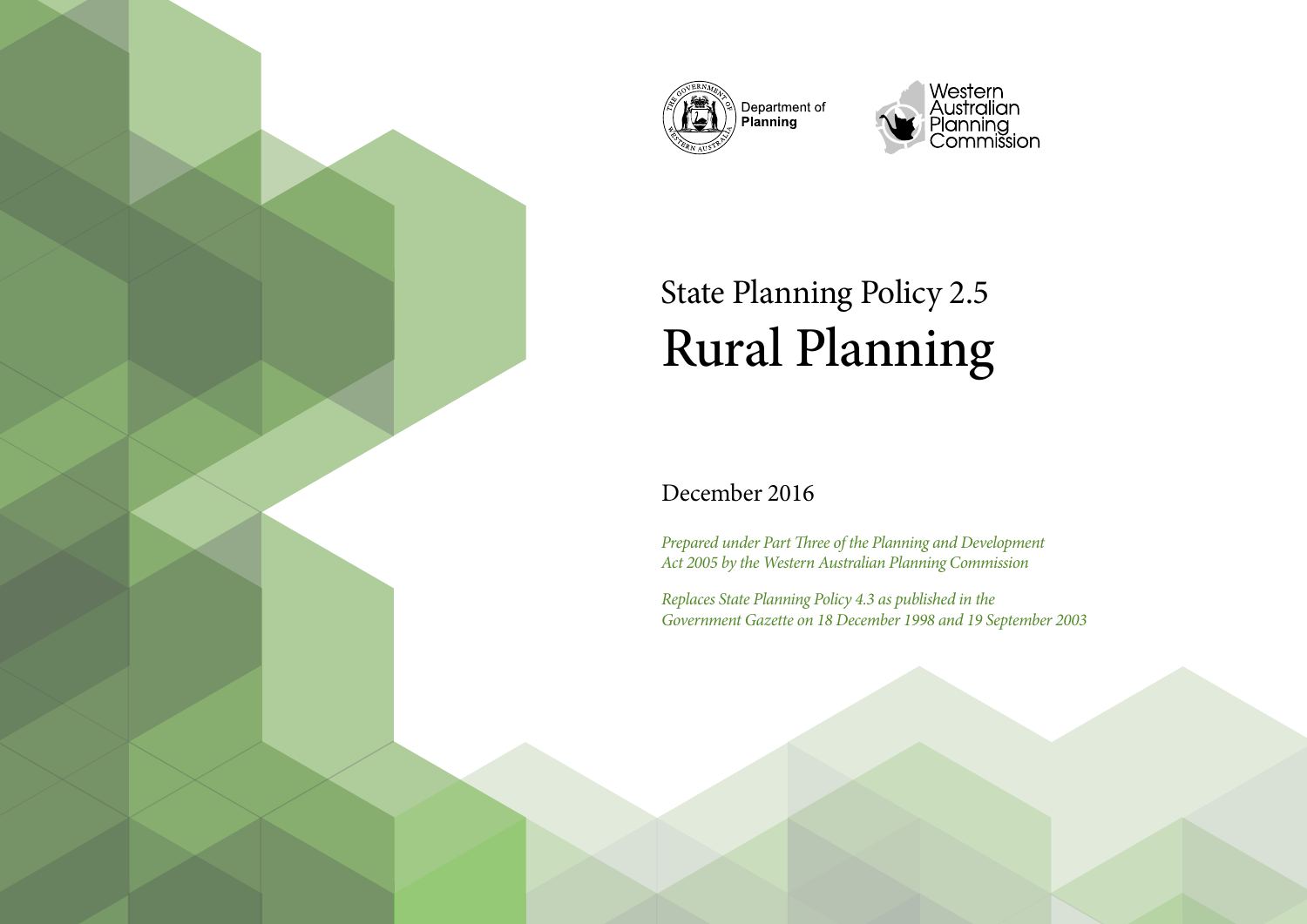Department of Planning

Western Australian Planning Commission

# State Planning Policy 2.5
# Rural Planning

December 2016

*Prepared under Part Three of the Planning and Development Act 2005 by the Western Australian Planning Commission*

*Replaces State Planning Policy 4.3 as published in the Government Gazette on 18 December 1998 and 19 September 2003*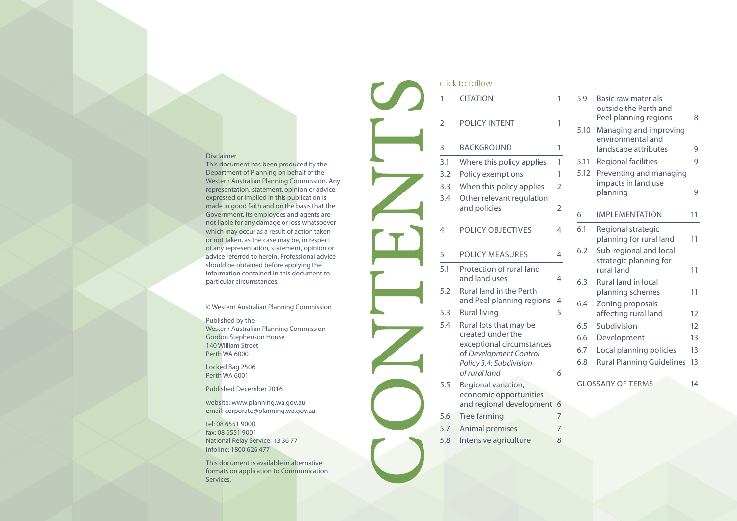Disclaimer

This document has been produced by the Department of Planning on behalf of the Western Australian Planning Commission. Any representation, statement, opinion or advice expressed or implied in this publication is made in good faith and on the basis that the Government, its employees and agents are not liable for any damage or loss whatsoever which may occur as a result of action taken or not taken, as the case may be, in respect of any representation, statement, opinion or advice referred to herein. Professional advice should be obtained before applying the information contained in this document to particular circumstances.

© Western Australian Planning Commission

Published by the
Western Australian Planning Commission
Gordon Stephenson House
140 William Street
Perth WA 6000

Locked Bag 2506
Perth WA 6001

Published December 2016

website: www.planning.wa.gov.au
email: corporate@planning.wa.gov.au

tel: 08 6551 9000
fax: 08 6551 9001
National Relay Service: 13 36 77
infoline: 1800 626 477

This document is available in alternative formats on application to Communication Services.

# CONTENTS

click to follow

| | | |
|---|---|---|
| 1 | CITATION | 1 |
| 2 | POLICY INTENT | 1 |
| 3 | BACKGROUND | 1 |
| 3.1 | Where this policy applies | 1 |
| 3.2 | Policy exemptions | 1 |
| 3.3 | When this policy applies | 2 |
| 3.4 | Other relevant regulation and policies | 2 |
| 4 | POLICY OBJECTIVES | 4 |
| 5 | POLICY MEASURES | 4 |
| 5.1 | Protection of rural land and land uses | 4 |
| 5.2 | Rural land in the Perth and Peel planning regions | 4 |
| 5.3 | Rural living | 5 |
| 5.4 | Rural lots that may be created under the exceptional circumstances of *Development Control Policy 3.4: Subdivision of rural land* | 6 |
| 5.5 | Regional variation, economic opportunities and regional development | 6 |
| 5.6 | Tree farming | 7 |
| 5.7 | Animal premises | 7 |
| 5.8 | Intensive agriculture | 8 |
| 5.9 | Basic raw materials outside the Perth and Peel planning regions | 8 |
| 5.10 | Managing and improving environmental and landscape attributes | 9 |
| 5.11 | Regional facilities | 9 |
| 5.12 | Preventing and managing impacts in land use planning | 9 |
| 6 | IMPLEMENTATION | 11 |
| 6.1 | Regional strategic planning for rural land | 11 |
| 6.2 | Sub-regional and local strategic planning for rural land | 11 |
| 6.3 | Rural land in local planning schemes | 11 |
| 6.4 | Zoning proposals affecting rural land | 12 |
| 6.5 | Subdivision | 12 |
| 6.6 | Development | 13 |
| 6.7 | Local planning policies | 13 |
| 6.8 | Rural Planning Guidelines | 13 |
| | GLOSSARY OF TERMS | 14 |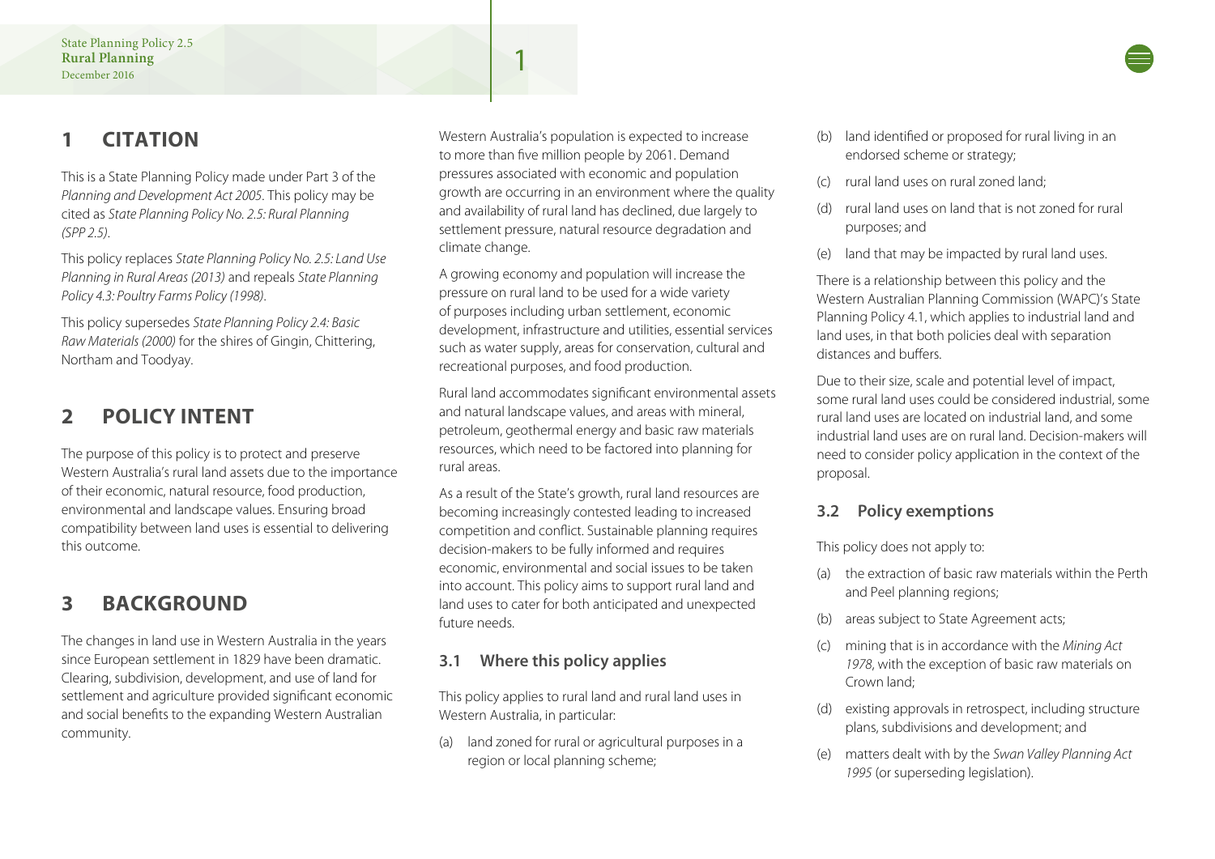## 1 CITATION

This is a State Planning Policy made under Part 3 of the *Planning and Development Act 2005*. This policy may be cited as *State Planning Policy No. 2.5: Rural Planning (SPP 2.5)*.

This policy replaces *State Planning Policy No. 2.5: Land Use Planning in Rural Areas (2013)* and repeals *State Planning Policy 4.3: Poultry Farms Policy (1998)*.

This policy supersedes *State Planning Policy 2.4: Basic Raw Materials (2000)* for the shires of Gingin, Chittering, Northam and Toodyay.

## 2 POLICY INTENT

The purpose of this policy is to protect and preserve Western Australia's rural land assets due to the importance of their economic, natural resource, food production, environmental and landscape values. Ensuring broad compatibility between land uses is essential to delivering this outcome.

## 3 BACKGROUND

The changes in land use in Western Australia in the years since European settlement in 1829 have been dramatic. Clearing, subdivision, development, and use of land for settlement and agriculture provided significant economic and social benefits to the expanding Western Australian community.

Western Australia's population is expected to increase to more than five million people by 2061. Demand pressures associated with economic and population growth are occurring in an environment where the quality and availability of rural land has declined, due largely to settlement pressure, natural resource degradation and climate change.

A growing economy and population will increase the pressure on rural land to be used for a wide variety of purposes including urban settlement, economic development, infrastructure and utilities, essential services such as water supply, areas for conservation, cultural and recreational purposes, and food production.

Rural land accommodates significant environmental assets and natural landscape values, and areas with mineral, petroleum, geothermal energy and basic raw materials resources, which need to be factored into planning for rural areas.

As a result of the State's growth, rural land resources are becoming increasingly contested leading to increased competition and conflict. Sustainable planning requires decision-makers to be fully informed and requires economic, environmental and social issues to be taken into account. This policy aims to support rural land and land uses to cater for both anticipated and unexpected future needs.

### 3.1 Where this policy applies

This policy applies to rural land and rural land uses in Western Australia, in particular:

(a) land zoned for rural or agricultural purposes in a region or local planning scheme;

(b) land identified or proposed for rural living in an endorsed scheme or strategy;

(c) rural land uses on rural zoned land;

(d) rural land uses on land that is not zoned for rural purposes; and

(e) land that may be impacted by rural land uses.

There is a relationship between this policy and the Western Australian Planning Commission (WAPC)'s State Planning Policy 4.1, which applies to industrial land and land uses, in that both policies deal with separation distances and buffers.

Due to their size, scale and potential level of impact, some rural land uses could be considered industrial, some rural land uses are located on industrial land, and some industrial land uses are on rural land. Decision-makers will need to consider policy application in the context of the proposal.

### 3.2 Policy exemptions

This policy does not apply to:

(a) the extraction of basic raw materials within the Perth and Peel planning regions;

(b) areas subject to State Agreement acts;

(c) mining that is in accordance with the *Mining Act 1978*, with the exception of basic raw materials on Crown land;

(d) existing approvals in retrospect, including structure plans, subdivisions and development; and

(e) matters dealt with by the *Swan Valley Planning Act 1995* (or superseding legislation).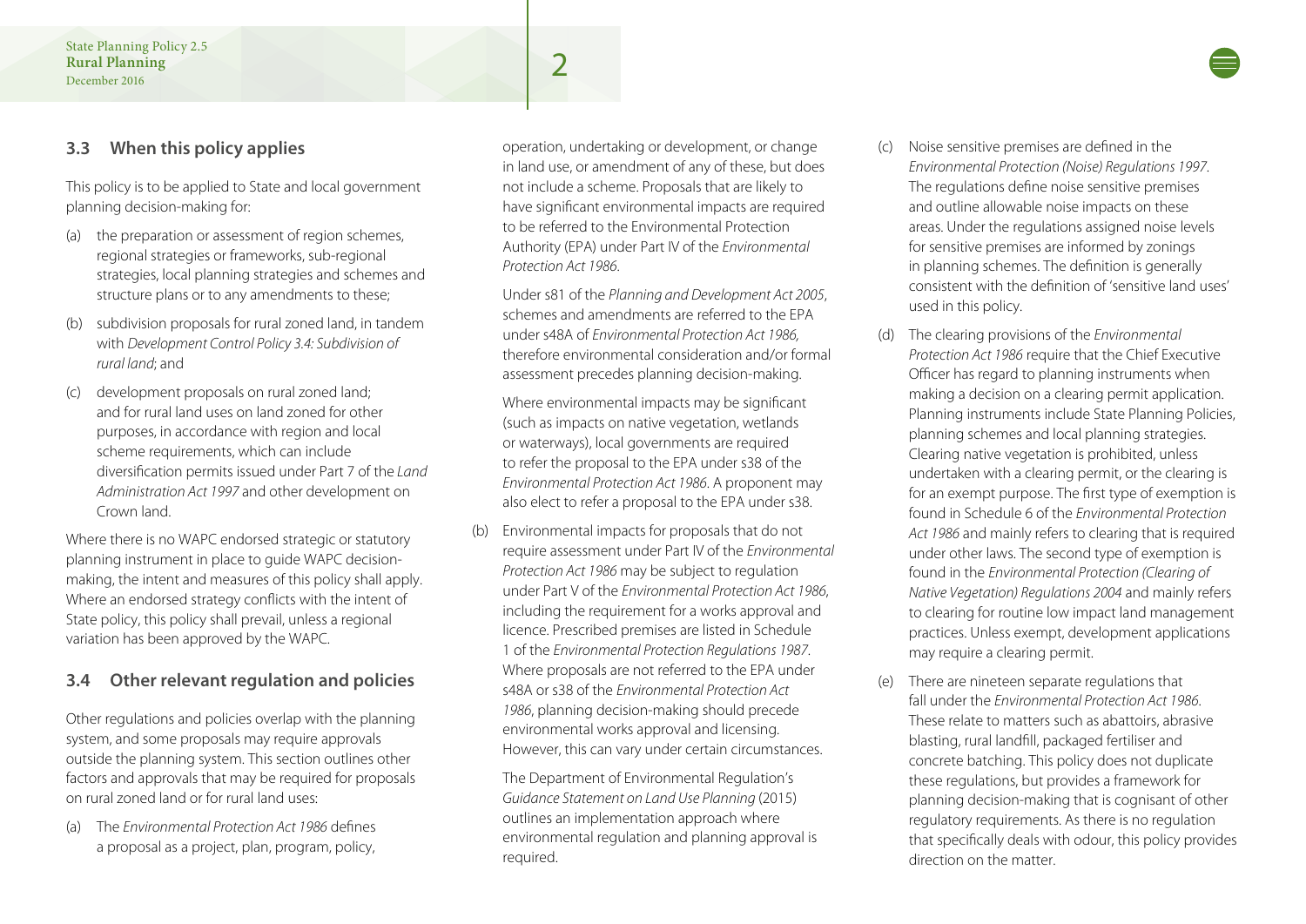### 3.3 When this policy applies

This policy is to be applied to State and local government planning decision-making for:

(a) the preparation or assessment of region schemes, regional strategies or frameworks, sub-regional strategies, local planning strategies and schemes and structure plans or to any amendments to these;

(b) subdivision proposals for rural zoned land, in tandem with *Development Control Policy 3.4: Subdivision of rural land*; and

(c) development proposals on rural zoned land; and for rural land uses on land zoned for other purposes, in accordance with region and local scheme requirements, which can include diversification permits issued under Part 7 of the *Land Administration Act 1997* and other development on Crown land.

Where there is no WAPC endorsed strategic or statutory planning instrument in place to guide WAPC decision-making, the intent and measures of this policy shall apply. Where an endorsed strategy conflicts with the intent of State policy, this policy shall prevail, unless a regional variation has been approved by the WAPC.

### 3.4 Other relevant regulation and policies

Other regulations and policies overlap with the planning system, and some proposals may require approvals outside the planning system. This section outlines other factors and approvals that may be required for proposals on rural zoned land or for rural land uses:

(a) The *Environmental Protection Act 1986* defines a proposal as a project, plan, program, policy, operation, undertaking or development, or change in land use, or amendment of any of these, but does not include a scheme. Proposals that are likely to have significant environmental impacts are required to be referred to the Environmental Protection Authority (EPA) under Part IV of the *Environmental Protection Act 1986*.

Under s81 of the *Planning and Development Act 2005*, schemes and amendments are referred to the EPA under s48A of *Environmental Protection Act 1986*, therefore environmental consideration and/or formal assessment precedes planning decision-making.

Where environmental impacts may be significant (such as impacts on native vegetation, wetlands or waterways), local governments are required to refer the proposal to the EPA under s38 of the *Environmental Protection Act 1986*. A proponent may also elect to refer a proposal to the EPA under s38.

(b) Environmental impacts for proposals that do not require assessment under Part IV of the *Environmental Protection Act 1986* may be subject to regulation under Part V of the *Environmental Protection Act 1986*, including the requirement for a works approval and licence. Prescribed premises are listed in Schedule 1 of the *Environmental Protection Regulations 1987*. Where proposals are not referred to the EPA under s48A or s38 of the *Environmental Protection Act 1986*, planning decision-making should precede environmental works approval and licensing. However, this can vary under certain circumstances.

The Department of Environmental Regulation's *Guidance Statement on Land Use Planning* (2015) outlines an implementation approach where environmental regulation and planning approval is required.

(c) Noise sensitive premises are defined in the *Environmental Protection (Noise) Regulations 1997*. The regulations define noise sensitive premises and outline allowable noise impacts on these areas. Under the regulations assigned noise levels for sensitive premises are informed by zonings in planning schemes. The definition is generally consistent with the definition of 'sensitive land uses' used in this policy.

(d) The clearing provisions of the *Environmental Protection Act 1986* require that the Chief Executive Officer has regard to planning instruments when making a decision on a clearing permit application. Planning instruments include State Planning Policies, planning schemes and local planning strategies. Clearing native vegetation is prohibited, unless undertaken with a clearing permit, or the clearing is for an exempt purpose. The first type of exemption is found in Schedule 6 of the *Environmental Protection Act 1986* and mainly refers to clearing that is required under other laws. The second type of exemption is found in the *Environmental Protection (Clearing of Native Vegetation) Regulations 2004* and mainly refers to clearing for routine low impact land management practices. Unless exempt, development applications may require a clearing permit.

(e) There are nineteen separate regulations that fall under the *Environmental Protection Act 1986*. These relate to matters such as abattoirs, abrasive blasting, rural landfill, packaged fertiliser and concrete batching. This policy does not duplicate these regulations, but provides a framework for planning decision-making that is cognisant of other regulatory requirements. As there is no regulation that specifically deals with odour, this policy provides direction on the matter.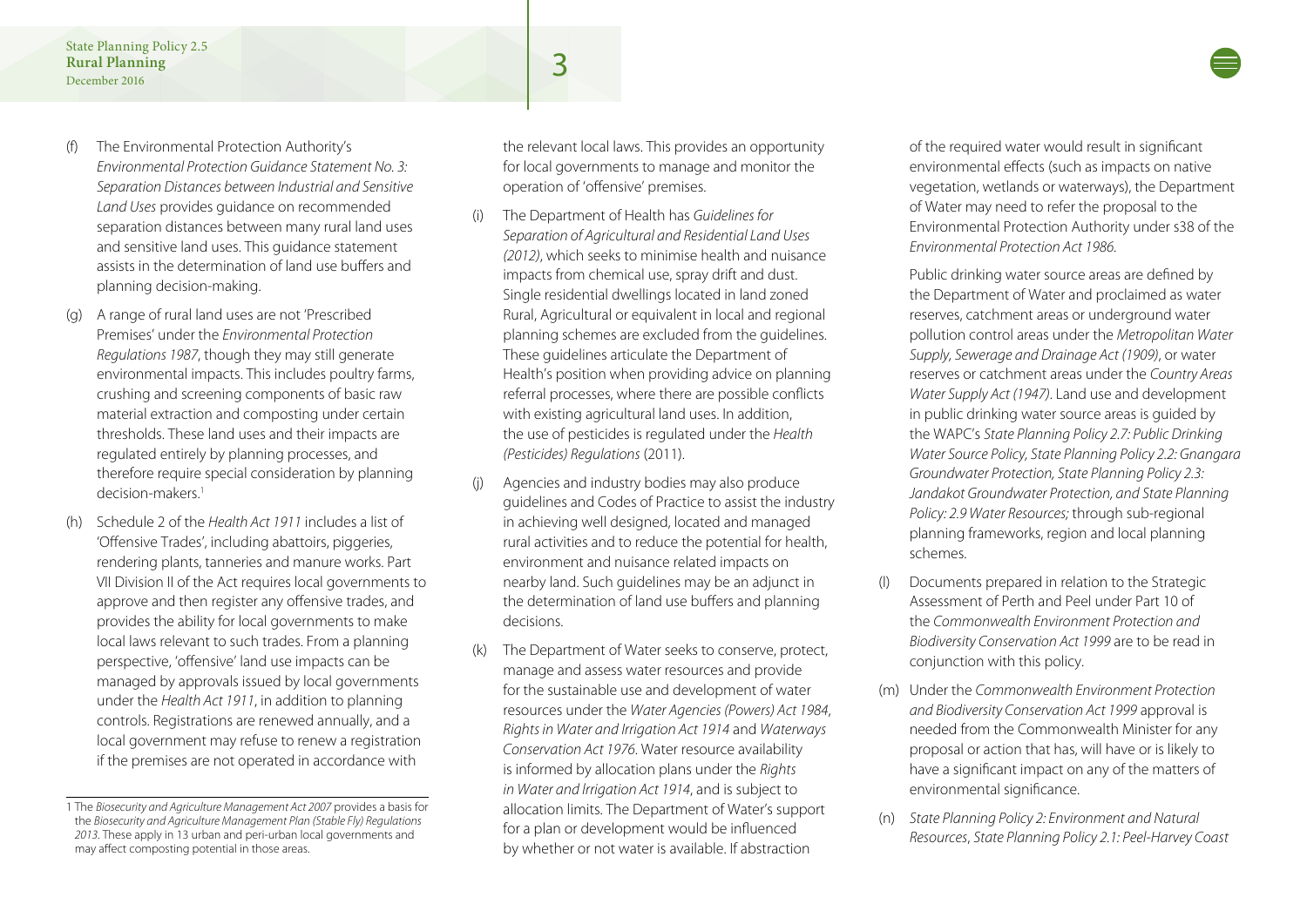(f) The Environmental Protection Authority's *Environmental Protection Guidance Statement No. 3: Separation Distances between Industrial and Sensitive Land Uses* provides guidance on recommended separation distances between many rural land uses and sensitive land uses. This guidance statement assists in the determination of land use buffers and planning decision-making.

(g) A range of rural land uses are not 'Prescribed Premises' under the *Environmental Protection Regulations 1987*, though they may still generate environmental impacts. This includes poultry farms, crushing and screening components of basic raw material extraction and composting under certain thresholds. These land uses and their impacts are regulated entirely by planning processes, and therefore require special consideration by planning decision-makers.[1]

(h) Schedule 2 of the *Health Act 1911* includes a list of 'Offensive Trades', including abattoirs, piggeries, rendering plants, tanneries and manure works. Part VII Division II of the Act requires local governments to approve and then register any offensive trades, and provides the ability for local governments to make local laws relevant to such trades. From a planning perspective, 'offensive' land use impacts can be managed by approvals issued by local governments under the *Health Act 1911*, in addition to planning controls. Registrations are renewed annually, and a local government may refuse to renew a registration if the premises are not operated in accordance with the relevant local laws. This provides an opportunity for local governments to manage and monitor the operation of 'offensive' premises.

(i) The Department of Health has *Guidelines for Separation of Agricultural and Residential Land Uses (2012)*, which seeks to minimise health and nuisance impacts from chemical use, spray drift and dust. Single residential dwellings located in land zoned Rural, Agricultural or equivalent in local and regional planning schemes are excluded from the guidelines. These guidelines articulate the Department of Health's position when providing advice on planning referral processes, where there are possible conflicts with existing agricultural land uses. In addition, the use of pesticides is regulated under the *Health (Pesticides) Regulations* (2011).

(j) Agencies and industry bodies may also produce guidelines and Codes of Practice to assist the industry in achieving well designed, located and managed rural activities and to reduce the potential for health, environment and nuisance related impacts on nearby land. Such guidelines may be an adjunct in the determination of land use buffers and planning decisions.

(k) The Department of Water seeks to conserve, protect, manage and assess water resources and provide for the sustainable use and development of water resources under the *Water Agencies (Powers) Act 1984*, *Rights in Water and Irrigation Act 1914* and *Waterways Conservation Act 1976*. Water resource availability is informed by allocation plans under the *Rights in Water and Irrigation Act 1914*, and is subject to allocation limits. The Department of Water's support for a plan or development would be influenced by whether or not water is available. If abstraction of the required water would result in significant environmental effects (such as impacts on native vegetation, wetlands or waterways), the Department of Water may need to refer the proposal to the Environmental Protection Authority under s38 of the *Environmental Protection Act 1986*.

Public drinking water source areas are defined by the Department of Water and proclaimed as water reserves, catchment areas or underground water pollution control areas under the *Metropolitan Water Supply, Sewerage and Drainage Act (1909)*, or water reserves or catchment areas under the *Country Areas Water Supply Act (1947)*. Land use and development in public drinking water source areas is guided by the WAPC's *State Planning Policy 2.7: Public Drinking Water Source Policy, State Planning Policy 2.2: Gnangara Groundwater Protection, State Planning Policy 2.3: Jandakot Groundwater Protection, and State Planning Policy: 2.9 Water Resources;* through sub-regional planning frameworks, region and local planning schemes.

(l) Documents prepared in relation to the Strategic Assessment of Perth and Peel under Part 10 of the *Commonwealth Environment Protection and Biodiversity Conservation Act 1999* are to be read in conjunction with this policy.

(m) Under the *Commonwealth Environment Protection and Biodiversity Conservation Act 1999* approval is needed from the Commonwealth Minister for any proposal or action that has, will have or is likely to have a significant impact on any of the matters of environmental significance.

(n) *State Planning Policy 2: Environment and Natural Resources*, *State Planning Policy 2.1: Peel-Harvey Coast*

---

1 The *Biosecurity and Agriculture Management Act 2007* provides a basis for the *Biosecurity and Agriculture Management Plan (Stable Fly) Regulations 2013*. These apply in 13 urban and peri-urban local governments and may affect composting potential in those areas.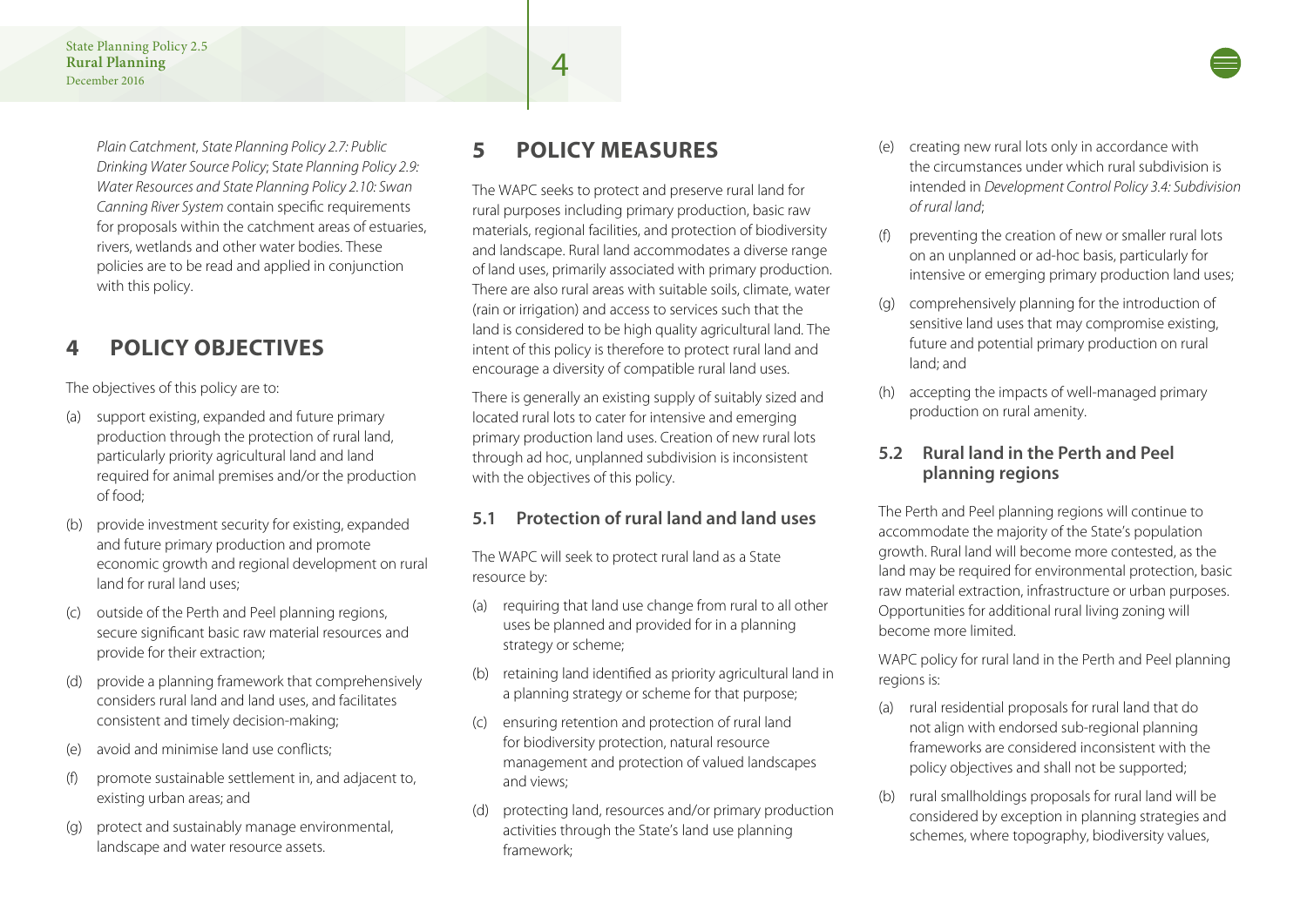*Plain Catchment*, *State Planning Policy 2.7: Public Drinking Water Source Policy*; S*tate Planning Policy 2.9: Water Resources and State Planning Policy 2.10: Swan Canning River System* contain specific requirements for proposals within the catchment areas of estuaries, rivers, wetlands and other water bodies. These policies are to be read and applied in conjunction with this policy.

## 4 POLICY OBJECTIVES

The objectives of this policy are to:

(a) support existing, expanded and future primary production through the protection of rural land, particularly priority agricultural land and land required for animal premises and/or the production of food;

(b) provide investment security for existing, expanded and future primary production and promote economic growth and regional development on rural land for rural land uses;

(c) outside of the Perth and Peel planning regions, secure significant basic raw material resources and provide for their extraction;

(d) provide a planning framework that comprehensively considers rural land and land uses, and facilitates consistent and timely decision-making;

(e) avoid and minimise land use conflicts;

(f) promote sustainable settlement in, and adjacent to, existing urban areas; and

(g) protect and sustainably manage environmental, landscape and water resource assets.

## 5 POLICY MEASURES

The WAPC seeks to protect and preserve rural land for rural purposes including primary production, basic raw materials, regional facilities, and protection of biodiversity and landscape. Rural land accommodates a diverse range of land uses, primarily associated with primary production. There are also rural areas with suitable soils, climate, water (rain or irrigation) and access to services such that the land is considered to be high quality agricultural land. The intent of this policy is therefore to protect rural land and encourage a diversity of compatible rural land uses.

There is generally an existing supply of suitably sized and located rural lots to cater for intensive and emerging primary production land uses. Creation of new rural lots through ad hoc, unplanned subdivision is inconsistent with the objectives of this policy.

### 5.1 Protection of rural land and land uses

The WAPC will seek to protect rural land as a State resource by:

(a) requiring that land use change from rural to all other uses be planned and provided for in a planning strategy or scheme;

(b) retaining land identified as priority agricultural land in a planning strategy or scheme for that purpose;

(c) ensuring retention and protection of rural land for biodiversity protection, natural resource management and protection of valued landscapes and views;

(d) protecting land, resources and/or primary production activities through the State's land use planning framework;

(e) creating new rural lots only in accordance with the circumstances under which rural subdivision is intended in *Development Control Policy 3.4: Subdivision of rural land*;

(f) preventing the creation of new or smaller rural lots on an unplanned or ad-hoc basis, particularly for intensive or emerging primary production land uses;

(g) comprehensively planning for the introduction of sensitive land uses that may compromise existing, future and potential primary production on rural land; and

(h) accepting the impacts of well-managed primary production on rural amenity.

### 5.2 Rural land in the Perth and Peel planning regions

The Perth and Peel planning regions will continue to accommodate the majority of the State's population growth. Rural land will become more contested, as the land may be required for environmental protection, basic raw material extraction, infrastructure or urban purposes. Opportunities for additional rural living zoning will become more limited.

WAPC policy for rural land in the Perth and Peel planning regions is:

(a) rural residential proposals for rural land that do not align with endorsed sub-regional planning frameworks are considered inconsistent with the policy objectives and shall not be supported;

(b) rural smallholdings proposals for rural land will be considered by exception in planning strategies and schemes, where topography, biodiversity values,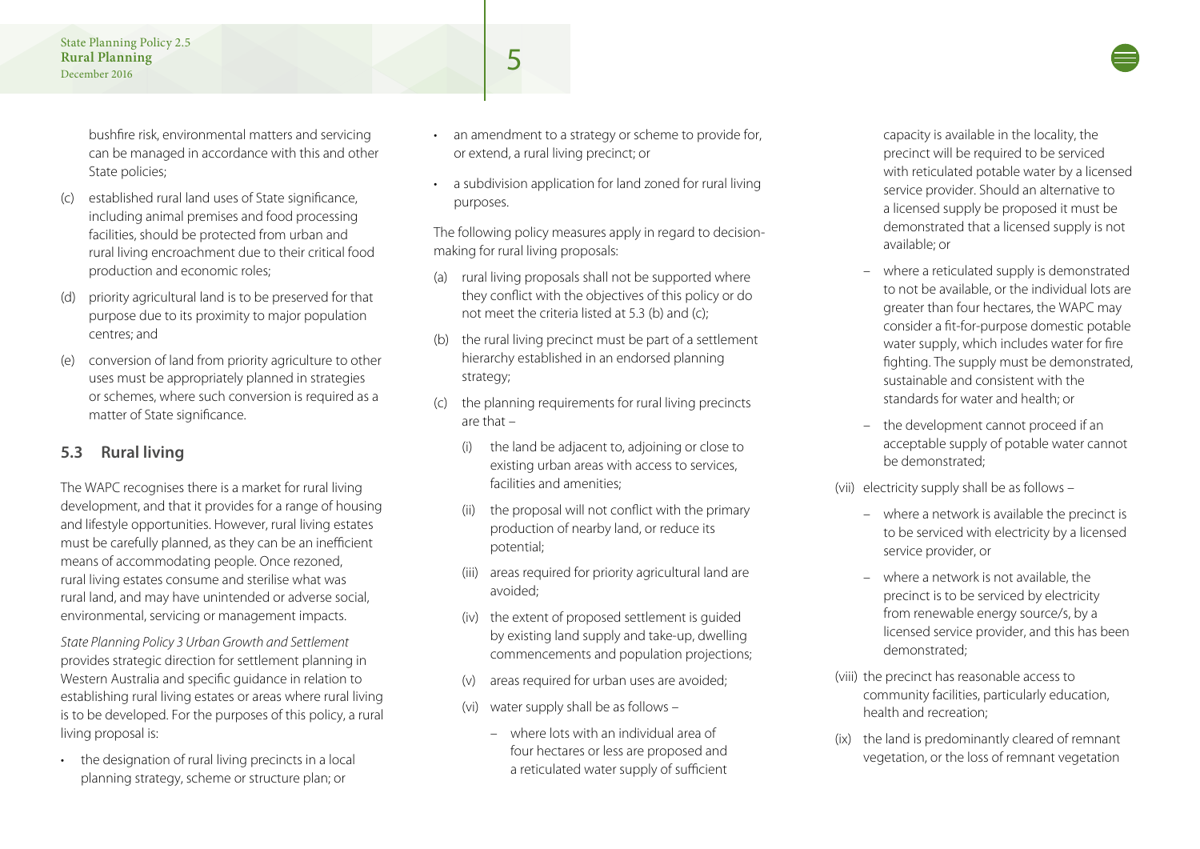bushfire risk, environmental matters and servicing can be managed in accordance with this and other State policies;

(c) established rural land uses of State significance, including animal premises and food processing facilities, should be protected from urban and rural living encroachment due to their critical food production and economic roles;

(d) priority agricultural land is to be preserved for that purpose due to its proximity to major population centres; and

(e) conversion of land from priority agriculture to other uses must be appropriately planned in strategies or schemes, where such conversion is required as a matter of State significance.

## 5.3 Rural living

The WAPC recognises there is a market for rural living development, and that it provides for a range of housing and lifestyle opportunities. However, rural living estates must be carefully planned, as they can be an inefficient means of accommodating people. Once rezoned, rural living estates consume and sterilise what was rural land, and may have unintended or adverse social, environmental, servicing or management impacts.

*State Planning Policy 3 Urban Growth and Settlement* provides strategic direction for settlement planning in Western Australia and specific guidance in relation to establishing rural living estates or areas where rural living is to be developed. For the purposes of this policy, a rural living proposal is:

- the designation of rural living precincts in a local planning strategy, scheme or structure plan; or
- an amendment to a strategy or scheme to provide for, or extend, a rural living precinct; or
- a subdivision application for land zoned for rural living purposes.

The following policy measures apply in regard to decision-making for rural living proposals:

(a) rural living proposals shall not be supported where they conflict with the objectives of this policy or do not meet the criteria listed at 5.3 (b) and (c);

(b) the rural living precinct must be part of a settlement hierarchy established in an endorsed planning strategy;

(c) the planning requirements for rural living precincts are that –

   (i) the land be adjacent to, adjoining or close to existing urban areas with access to services, facilities and amenities;

   (ii) the proposal will not conflict with the primary production of nearby land, or reduce its potential;

   (iii) areas required for priority agricultural land are avoided;

   (iv) the extent of proposed settlement is guided by existing land supply and take-up, dwelling commencements and population projections;

   (v) areas required for urban uses are avoided;

   (vi) water supply shall be as follows –

   – where lots with an individual area of four hectares or less are proposed and a reticulated water supply of sufficient capacity is available in the locality, the precinct will be required to be serviced with reticulated potable water by a licensed service provider. Should an alternative to a licensed supply be proposed it must be demonstrated that a licensed supply is not available; or

   – where a reticulated supply is demonstrated to not be available, or the individual lots are greater than four hectares, the WAPC may consider a fit-for-purpose domestic potable water supply, which includes water for fire fighting. The supply must be demonstrated, sustainable and consistent with the standards for water and health; or

   – the development cannot proceed if an acceptable supply of potable water cannot be demonstrated;

   (vii) electricity supply shall be as follows –

   – where a network is available the precinct is to be serviced with electricity by a licensed service provider, or

   – where a network is not available, the precinct is to be serviced by electricity from renewable energy source/s, by a licensed service provider, and this has been demonstrated;

   (viii) the precinct has reasonable access to community facilities, particularly education, health and recreation;

   (ix) the land is predominantly cleared of remnant vegetation, or the loss of remnant vegetation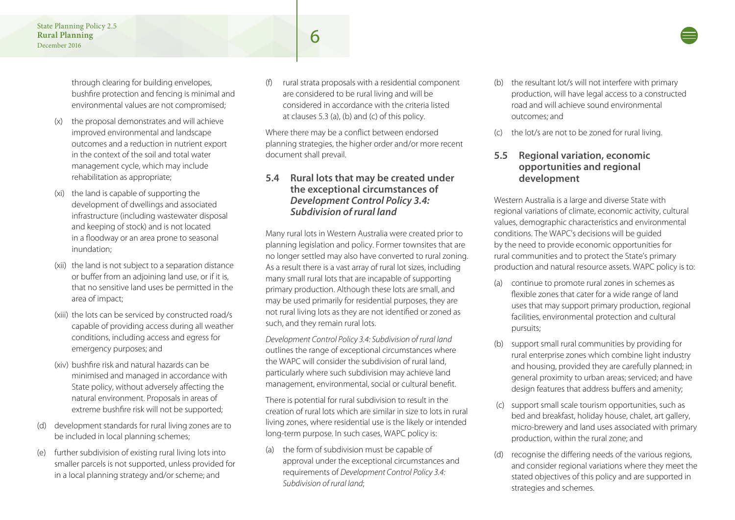through clearing for building envelopes, bushfire protection and fencing is minimal and environmental values are not compromised;

(x) the proposal demonstrates and will achieve improved environmental and landscape outcomes and a reduction in nutrient export in the context of the soil and total water management cycle, which may include rehabilitation as appropriate;

(xi) the land is capable of supporting the development of dwellings and associated infrastructure (including wastewater disposal and keeping of stock) and is not located in a floodway or an area prone to seasonal inundation;

(xii) the land is not subject to a separation distance or buffer from an adjoining land use, or if it is, that no sensitive land uses be permitted in the area of impact;

(xiii) the lots can be serviced by constructed road/s capable of providing access during all weather conditions, including access and egress for emergency purposes; and

(xiv) bushfire risk and natural hazards can be minimised and managed in accordance with State policy, without adversely affecting the natural environment. Proposals in areas of extreme bushfire risk will not be supported;

(d) development standards for rural living zones are to be included in local planning schemes;

(e) further subdivision of existing rural living lots into smaller parcels is not supported, unless provided for in a local planning strategy and/or scheme; and

(f) rural strata proposals with a residential component are considered to be rural living and will be considered in accordance with the criteria listed at clauses 5.3 (a), (b) and (c) of this policy.

Where there may be a conflict between endorsed planning strategies, the higher order and/or more recent document shall prevail.

## 5.4 Rural lots that may be created under the exceptional circumstances of *Development Control Policy 3.4: Subdivision of rural land*

Many rural lots in Western Australia were created prior to planning legislation and policy. Former townsites that are no longer settled may also have converted to rural zoning. As a result there is a vast array of rural lot sizes, including many small rural lots that are incapable of supporting primary production. Although these lots are small, and may be used primarily for residential purposes, they are not rural living lots as they are not identified or zoned as such, and they remain rural lots.

*Development Control Policy 3.4: Subdivision of rural land* outlines the range of exceptional circumstances where the WAPC will consider the subdivision of rural land, particularly where such subdivision may achieve land management, environmental, social or cultural benefit.

There is potential for rural subdivision to result in the creation of rural lots which are similar in size to lots in rural living zones, where residential use is the likely or intended long-term purpose. In such cases, WAPC policy is:

(a) the form of subdivision must be capable of approval under the exceptional circumstances and requirements of *Development Control Policy 3.4: Subdivision of rural land*;

(b) the resultant lot/s will not interfere with primary production, will have legal access to a constructed road and will achieve sound environmental outcomes; and

(c) the lot/s are not to be zoned for rural living.

## 5.5 Regional variation, economic opportunities and regional development

Western Australia is a large and diverse State with regional variations of climate, economic activity, cultural values, demographic characteristics and environmental conditions. The WAPC's decisions will be guided by the need to provide economic opportunities for rural communities and to protect the State's primary production and natural resource assets. WAPC policy is to:

(a) continue to promote rural zones in schemes as flexible zones that cater for a wide range of land uses that may support primary production, regional facilities, environmental protection and cultural pursuits;

(b) support small rural communities by providing for rural enterprise zones which combine light industry and housing, provided they are carefully planned; in general proximity to urban areas; serviced; and have design features that address buffers and amenity;

(c) support small scale tourism opportunities, such as bed and breakfast, holiday house, chalet, art gallery, micro-brewery and land uses associated with primary production, within the rural zone; and

(d) recognise the differing needs of the various regions, and consider regional variations where they meet the stated objectives of this policy and are supported in strategies and schemes.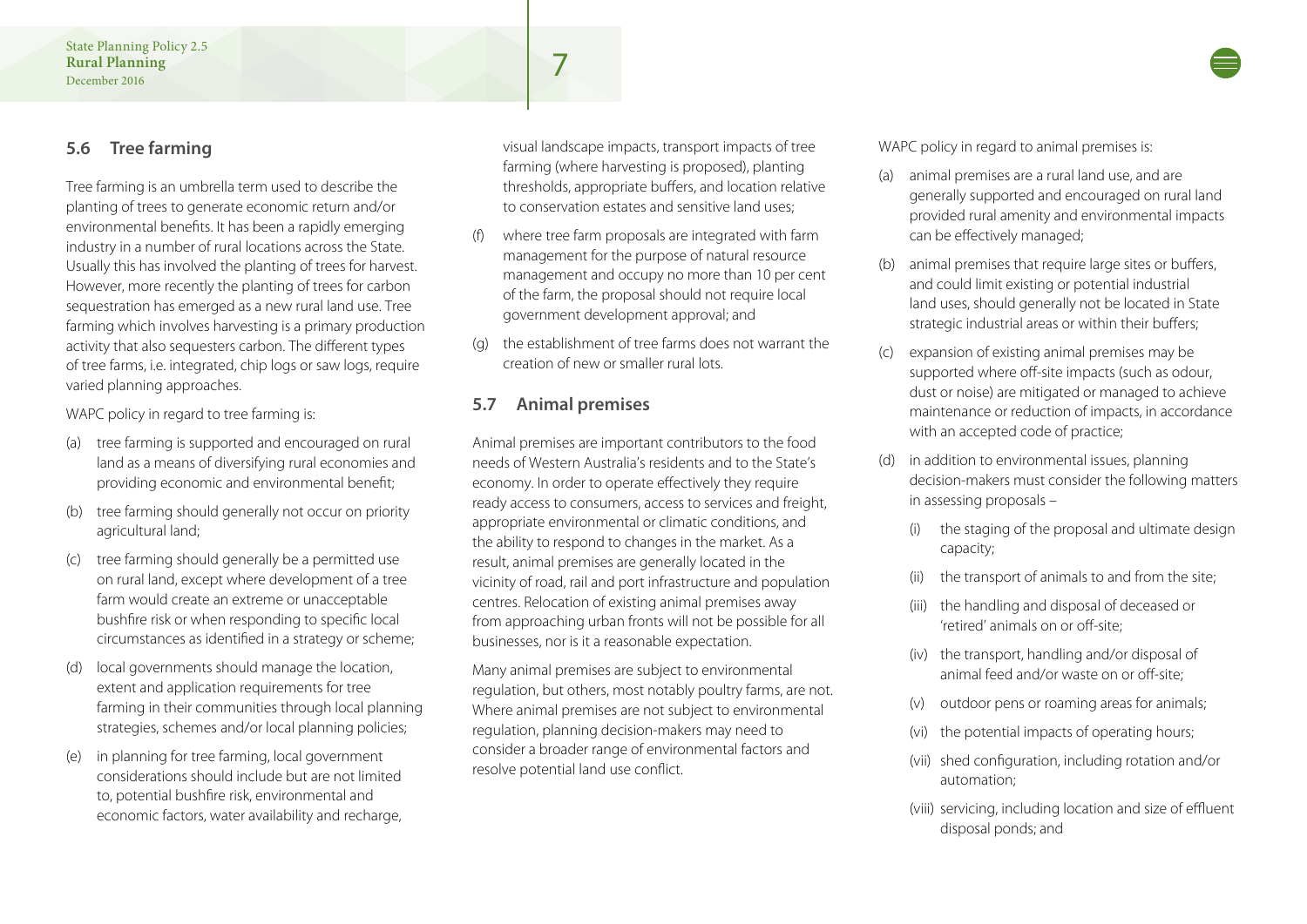## 5.6 Tree farming

Tree farming is an umbrella term used to describe the planting of trees to generate economic return and/or environmental benefits. It has been a rapidly emerging industry in a number of rural locations across the State. Usually this has involved the planting of trees for harvest. However, more recently the planting of trees for carbon sequestration has emerged as a new rural land use. Tree farming which involves harvesting is a primary production activity that also sequesters carbon. The different types of tree farms, i.e. integrated, chip logs or saw logs, require varied planning approaches.

WAPC policy in regard to tree farming is:

(a) tree farming is supported and encouraged on rural land as a means of diversifying rural economies and providing economic and environmental benefit;

(b) tree farming should generally not occur on priority agricultural land;

(c) tree farming should generally be a permitted use on rural land, except where development of a tree farm would create an extreme or unacceptable bushfire risk or when responding to specific local circumstances as identified in a strategy or scheme;

(d) local governments should manage the location, extent and application requirements for tree farming in their communities through local planning strategies, schemes and/or local planning policies;

(e) in planning for tree farming, local government considerations should include but are not limited to, potential bushfire risk, environmental and economic factors, water availability and recharge, visual landscape impacts, transport impacts of tree farming (where harvesting is proposed), planting thresholds, appropriate buffers, and location relative to conservation estates and sensitive land uses;

(f) where tree farm proposals are integrated with farm management for the purpose of natural resource management and occupy no more than 10 per cent of the farm, the proposal should not require local government development approval; and

(g) the establishment of tree farms does not warrant the creation of new or smaller rural lots.

## 5.7 Animal premises

Animal premises are important contributors to the food needs of Western Australia's residents and to the State's economy. In order to operate effectively they require ready access to consumers, access to services and freight, appropriate environmental or climatic conditions, and the ability to respond to changes in the market. As a result, animal premises are generally located in the vicinity of road, rail and port infrastructure and population centres. Relocation of existing animal premises away from approaching urban fronts will not be possible for all businesses, nor is it a reasonable expectation.

Many animal premises are subject to environmental regulation, but others, most notably poultry farms, are not. Where animal premises are not subject to environmental regulation, planning decision-makers may need to consider a broader range of environmental factors and resolve potential land use conflict.

WAPC policy in regard to animal premises is:

(a) animal premises are a rural land use, and are generally supported and encouraged on rural land provided rural amenity and environmental impacts can be effectively managed;

(b) animal premises that require large sites or buffers, and could limit existing or potential industrial land uses, should generally not be located in State strategic industrial areas or within their buffers;

(c) expansion of existing animal premises may be supported where off-site impacts (such as odour, dust or noise) are mitigated or managed to achieve maintenance or reduction of impacts, in accordance with an accepted code of practice;

(d) in addition to environmental issues, planning decision-makers must consider the following matters in assessing proposals –

   (i) the staging of the proposal and ultimate design capacity;

   (ii) the transport of animals to and from the site;

   (iii) the handling and disposal of deceased or 'retired' animals on or off-site;

   (iv) the transport, handling and/or disposal of animal feed and/or waste on or off-site;

   (v) outdoor pens or roaming areas for animals;

   (vi) the potential impacts of operating hours;

   (vii) shed configuration, including rotation and/or automation;

   (viii) servicing, including location and size of effluent disposal ponds; and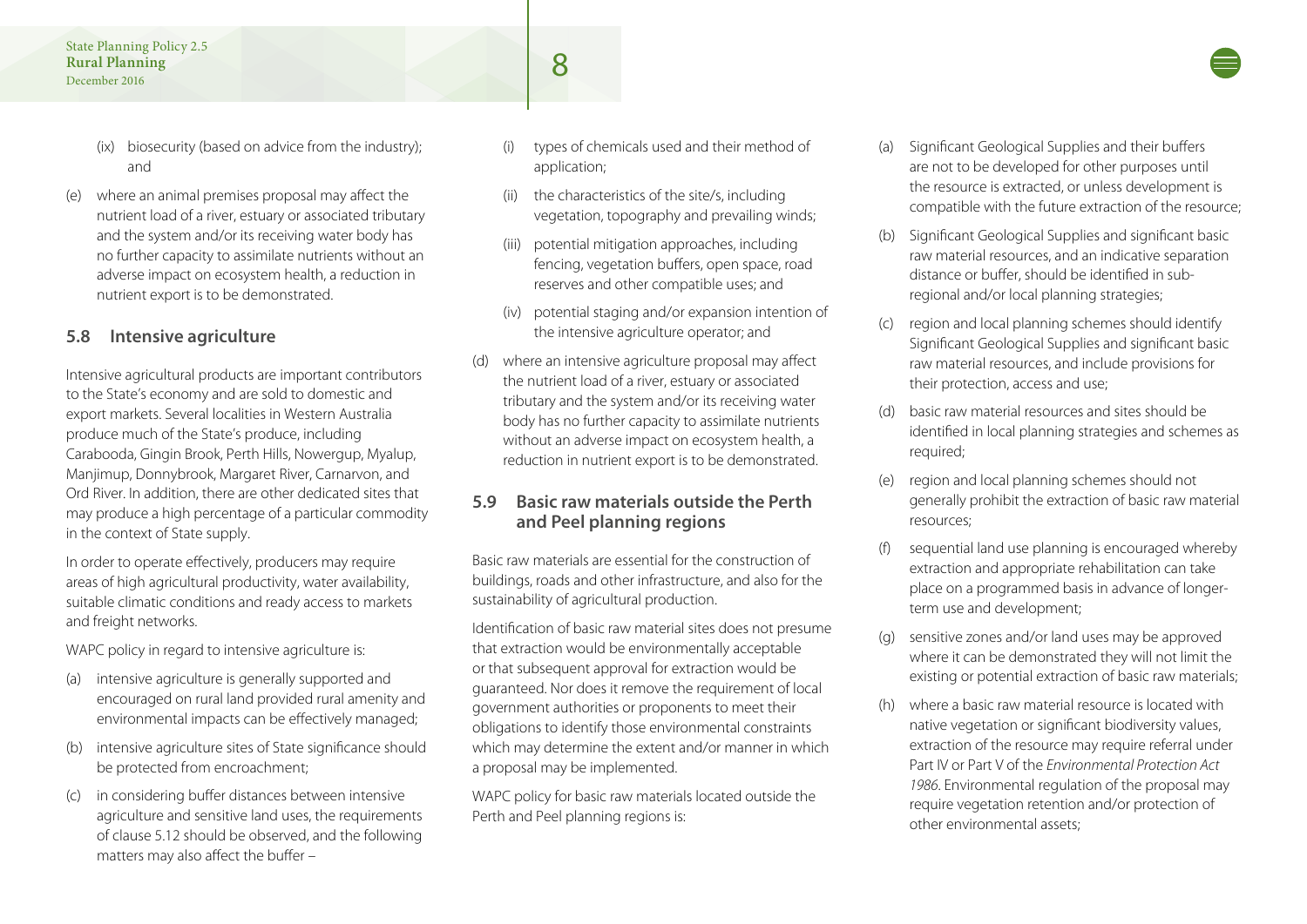(ix) biosecurity (based on advice from the industry); and

(e) where an animal premises proposal may affect the nutrient load of a river, estuary or associated tributary and the system and/or its receiving water body has no further capacity to assimilate nutrients without an adverse impact on ecosystem health, a reduction in nutrient export is to be demonstrated.

### 5.8 Intensive agriculture

Intensive agricultural products are important contributors to the State's economy and are sold to domestic and export markets. Several localities in Western Australia produce much of the State's produce, including Carabooda, Gingin Brook, Perth Hills, Nowergup, Myalup, Manjimup, Donnybrook, Margaret River, Carnarvon, and Ord River. In addition, there are other dedicated sites that may produce a high percentage of a particular commodity in the context of State supply.

In order to operate effectively, producers may require areas of high agricultural productivity, water availability, suitable climatic conditions and ready access to markets and freight networks.

WAPC policy in regard to intensive agriculture is:

(a) intensive agriculture is generally supported and encouraged on rural land provided rural amenity and environmental impacts can be effectively managed;

(b) intensive agriculture sites of State significance should be protected from encroachment;

(c) in considering buffer distances between intensive agriculture and sensitive land uses, the requirements of clause 5.12 should be observed, and the following matters may also affect the buffer –

(i) types of chemicals used and their method of application;

(ii) the characteristics of the site/s, including vegetation, topography and prevailing winds;

(iii) potential mitigation approaches, including fencing, vegetation buffers, open space, road reserves and other compatible uses; and

(iv) potential staging and/or expansion intention of the intensive agriculture operator; and

(d) where an intensive agriculture proposal may affect the nutrient load of a river, estuary or associated tributary and the system and/or its receiving water body has no further capacity to assimilate nutrients without an adverse impact on ecosystem health, a reduction in nutrient export is to be demonstrated.

### 5.9 Basic raw materials outside the Perth and Peel planning regions

Basic raw materials are essential for the construction of buildings, roads and other infrastructure, and also for the sustainability of agricultural production.

Identification of basic raw material sites does not presume that extraction would be environmentally acceptable or that subsequent approval for extraction would be guaranteed. Nor does it remove the requirement of local government authorities or proponents to meet their obligations to identify those environmental constraints which may determine the extent and/or manner in which a proposal may be implemented.

WAPC policy for basic raw materials located outside the Perth and Peel planning regions is:

(a) Significant Geological Supplies and their buffers are not to be developed for other purposes until the resource is extracted, or unless development is compatible with the future extraction of the resource;

(b) Significant Geological Supplies and significant basic raw material resources, and an indicative separation distance or buffer, should be identified in sub-regional and/or local planning strategies;

(c) region and local planning schemes should identify Significant Geological Supplies and significant basic raw material resources, and include provisions for their protection, access and use;

(d) basic raw material resources and sites should be identified in local planning strategies and schemes as required;

(e) region and local planning schemes should not generally prohibit the extraction of basic raw material resources;

(f) sequential land use planning is encouraged whereby extraction and appropriate rehabilitation can take place on a programmed basis in advance of longer-term use and development;

(g) sensitive zones and/or land uses may be approved where it can be demonstrated they will not limit the existing or potential extraction of basic raw materials;

(h) where a basic raw material resource is located with native vegetation or significant biodiversity values, extraction of the resource may require referral under Part IV or Part V of the *Environmental Protection Act 1986*. Environmental regulation of the proposal may require vegetation retention and/or protection of other environmental assets;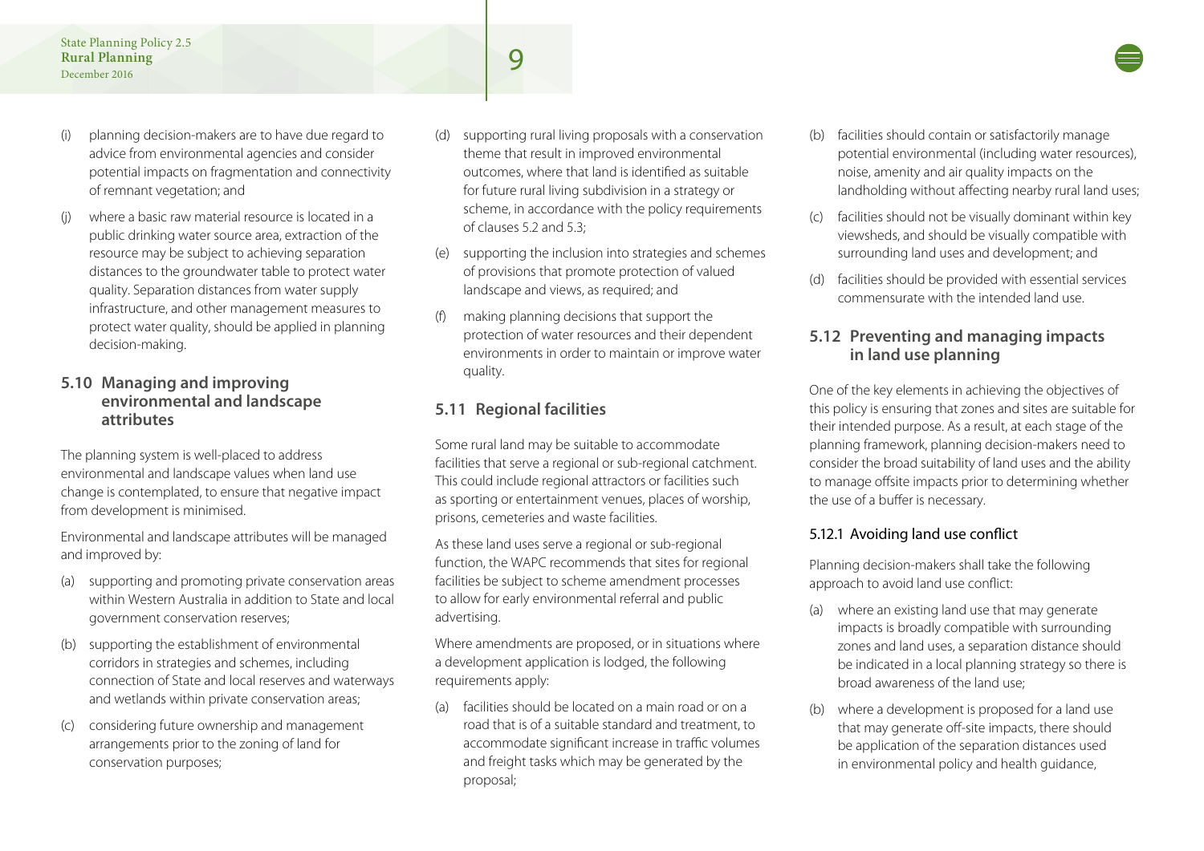(i) planning decision-makers are to have due regard to advice from environmental agencies and consider potential impacts on fragmentation and connectivity of remnant vegetation; and

(j) where a basic raw material resource is located in a public drinking water source area, extraction of the resource may be subject to achieving separation distances to the groundwater table to protect water quality. Separation distances from water supply infrastructure, and other management measures to protect water quality, should be applied in planning decision-making.

## 5.10 Managing and improving environmental and landscape attributes

The planning system is well-placed to address environmental and landscape values when land use change is contemplated, to ensure that negative impact from development is minimised.

Environmental and landscape attributes will be managed and improved by:

(a) supporting and promoting private conservation areas within Western Australia in addition to State and local government conservation reserves;

(b) supporting the establishment of environmental corridors in strategies and schemes, including connection of State and local reserves and waterways and wetlands within private conservation areas;

(c) considering future ownership and management arrangements prior to the zoning of land for conservation purposes;

(d) supporting rural living proposals with a conservation theme that result in improved environmental outcomes, where that land is identified as suitable for future rural living subdivision in a strategy or scheme, in accordance with the policy requirements of clauses 5.2 and 5.3;

(e) supporting the inclusion into strategies and schemes of provisions that promote protection of valued landscape and views, as required; and

(f) making planning decisions that support the protection of water resources and their dependent environments in order to maintain or improve water quality.

## 5.11 Regional facilities

Some rural land may be suitable to accommodate facilities that serve a regional or sub-regional catchment. This could include regional attractors or facilities such as sporting or entertainment venues, places of worship, prisons, cemeteries and waste facilities.

As these land uses serve a regional or sub-regional function, the WAPC recommends that sites for regional facilities be subject to scheme amendment processes to allow for early environmental referral and public advertising.

Where amendments are proposed, or in situations where a development application is lodged, the following requirements apply:

(a) facilities should be located on a main road or on a road that is of a suitable standard and treatment, to accommodate significant increase in traffic volumes and freight tasks which may be generated by the proposal;

(b) facilities should contain or satisfactorily manage potential environmental (including water resources), noise, amenity and air quality impacts on the landholding without affecting nearby rural land uses;

(c) facilities should not be visually dominant within key viewsheds, and should be visually compatible with surrounding land uses and development; and

(d) facilities should be provided with essential services commensurate with the intended land use.

## 5.12 Preventing and managing impacts in land use planning

One of the key elements in achieving the objectives of this policy is ensuring that zones and sites are suitable for their intended purpose. As a result, at each stage of the planning framework, planning decision-makers need to consider the broad suitability of land uses and the ability to manage offsite impacts prior to determining whether the use of a buffer is necessary.

### 5.12.1 Avoiding land use conflict

Planning decision-makers shall take the following approach to avoid land use conflict:

(a) where an existing land use that may generate impacts is broadly compatible with surrounding zones and land uses, a separation distance should be indicated in a local planning strategy so there is broad awareness of the land use;

(b) where a development is proposed for a land use that may generate off-site impacts, there should be application of the separation distances used in environmental policy and health guidance,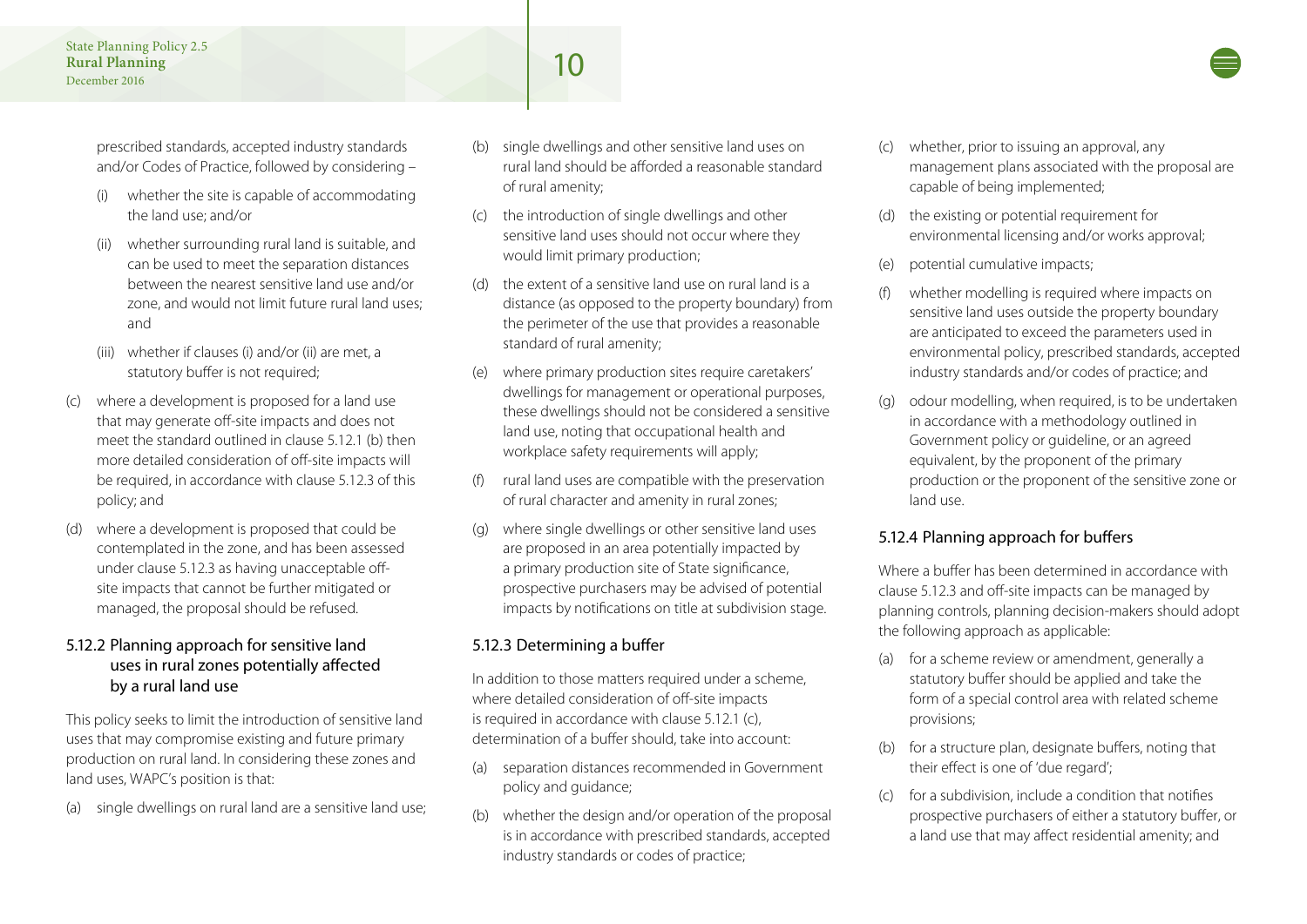prescribed standards, accepted industry standards and/or Codes of Practice, followed by considering –

(i) whether the site is capable of accommodating the land use; and/or

(ii) whether surrounding rural land is suitable, and can be used to meet the separation distances between the nearest sensitive land use and/or zone, and would not limit future rural land uses; and

(iii) whether if clauses (i) and/or (ii) are met, a statutory buffer is not required;

(c) where a development is proposed for a land use that may generate off-site impacts and does not meet the standard outlined in clause 5.12.1 (b) then more detailed consideration of off-site impacts will be required, in accordance with clause 5.12.3 of this policy; and

(d) where a development is proposed that could be contemplated in the zone, and has been assessed under clause 5.12.3 as having unacceptable off-site impacts that cannot be further mitigated or managed, the proposal should be refused.

### 5.12.2 Planning approach for sensitive land uses in rural zones potentially affected by a rural land use

This policy seeks to limit the introduction of sensitive land uses that may compromise existing and future primary production on rural land. In considering these zones and land uses, WAPC's position is that:

(a) single dwellings on rural land are a sensitive land use;

(b) single dwellings and other sensitive land uses on rural land should be afforded a reasonable standard of rural amenity;

(c) the introduction of single dwellings and other sensitive land uses should not occur where they would limit primary production;

(d) the extent of a sensitive land use on rural land is a distance (as opposed to the property boundary) from the perimeter of the use that provides a reasonable standard of rural amenity;

(e) where primary production sites require caretakers' dwellings for management or operational purposes, these dwellings should not be considered a sensitive land use, noting that occupational health and workplace safety requirements will apply;

(f) rural land uses are compatible with the preservation of rural character and amenity in rural zones;

(g) where single dwellings or other sensitive land uses are proposed in an area potentially impacted by a primary production site of State significance, prospective purchasers may be advised of potential impacts by notifications on title at subdivision stage.

### 5.12.3 Determining a buffer

In addition to those matters required under a scheme, where detailed consideration of off-site impacts is required in accordance with clause 5.12.1 (c), determination of a buffer should, take into account:

(a) separation distances recommended in Government policy and guidance;

(b) whether the design and/or operation of the proposal is in accordance with prescribed standards, accepted industry standards or codes of practice;

(c) whether, prior to issuing an approval, any management plans associated with the proposal are capable of being implemented;

(d) the existing or potential requirement for environmental licensing and/or works approval;

(e) potential cumulative impacts;

(f) whether modelling is required where impacts on sensitive land uses outside the property boundary are anticipated to exceed the parameters used in environmental policy, prescribed standards, accepted industry standards and/or codes of practice; and

(g) odour modelling, when required, is to be undertaken in accordance with a methodology outlined in Government policy or guideline, or an agreed equivalent, by the proponent of the primary production or the proponent of the sensitive zone or land use.

### 5.12.4 Planning approach for buffers

Where a buffer has been determined in accordance with clause 5.12.3 and off-site impacts can be managed by planning controls, planning decision-makers should adopt the following approach as applicable:

(a) for a scheme review or amendment, generally a statutory buffer should be applied and take the form of a special control area with related scheme provisions;

(b) for a structure plan, designate buffers, noting that their effect is one of 'due regard';

(c) for a subdivision, include a condition that notifies prospective purchasers of either a statutory buffer, or a land use that may affect residential amenity; and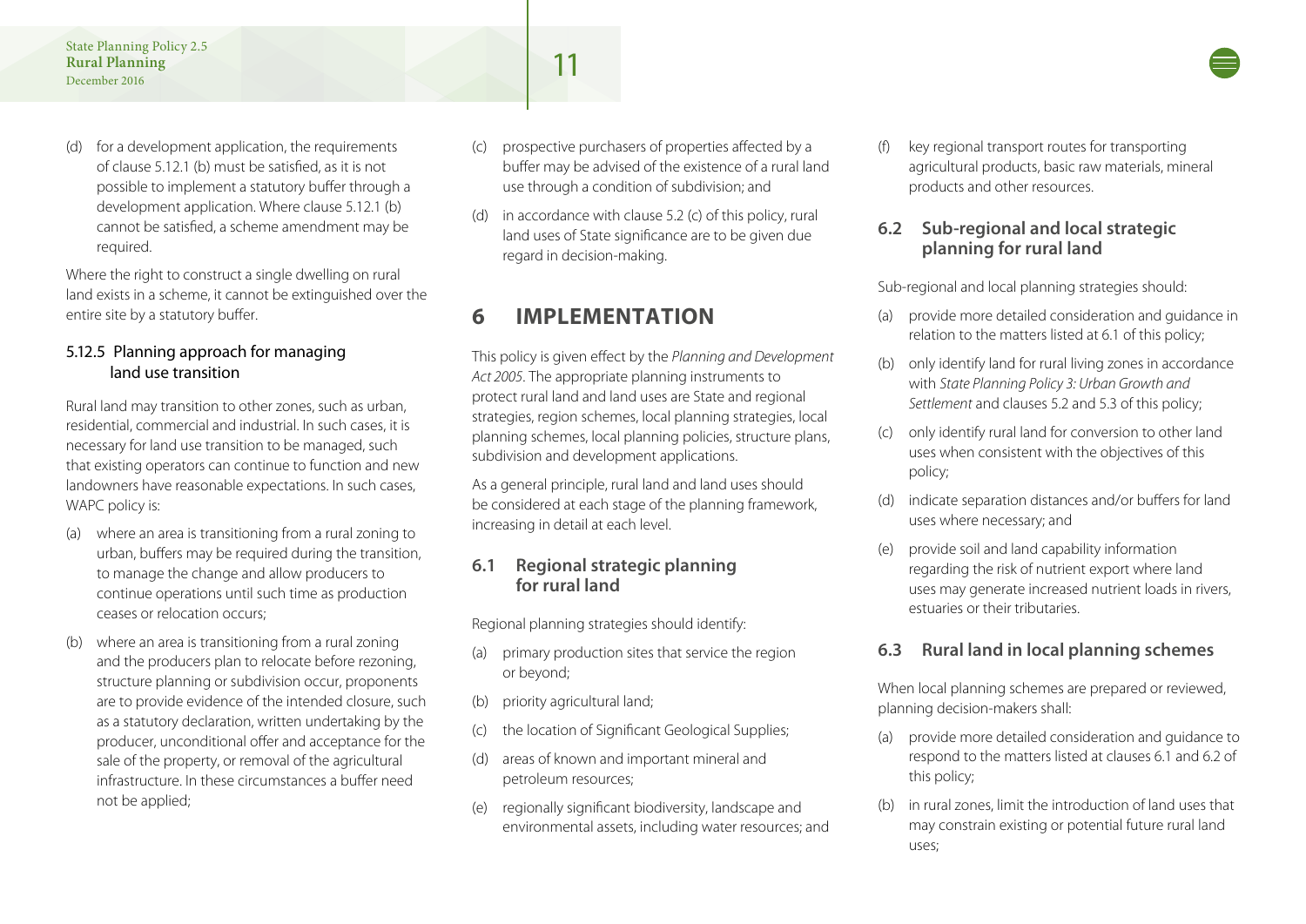(d) for a development application, the requirements of clause 5.12.1 (b) must be satisfied, as it is not possible to implement a statutory buffer through a development application. Where clause 5.12.1 (b) cannot be satisfied, a scheme amendment may be required.

Where the right to construct a single dwelling on rural land exists in a scheme, it cannot be extinguished over the entire site by a statutory buffer.

#### 5.12.5 Planning approach for managing land use transition

Rural land may transition to other zones, such as urban, residential, commercial and industrial. In such cases, it is necessary for land use transition to be managed, such that existing operators can continue to function and new landowners have reasonable expectations. In such cases, WAPC policy is:

(a) where an area is transitioning from a rural zoning to urban, buffers may be required during the transition, to manage the change and allow producers to continue operations until such time as production ceases or relocation occurs;

(b) where an area is transitioning from a rural zoning and the producers plan to relocate before rezoning, structure planning or subdivision occur, proponents are to provide evidence of the intended closure, such as a statutory declaration, written undertaking by the producer, unconditional offer and acceptance for the sale of the property, or removal of the agricultural infrastructure. In these circumstances a buffer need not be applied;

(c) prospective purchasers of properties affected by a buffer may be advised of the existence of a rural land use through a condition of subdivision; and

(d) in accordance with clause 5.2 (c) of this policy, rural land uses of State significance are to be given due regard in decision-making.

# 6 IMPLEMENTATION

This policy is given effect by the *Planning and Development Act 2005*. The appropriate planning instruments to protect rural land and land uses are State and regional strategies, region schemes, local planning strategies, local planning schemes, local planning policies, structure plans, subdivision and development applications.

As a general principle, rural land and land uses should be considered at each stage of the planning framework, increasing in detail at each level.

## 6.1 Regional strategic planning for rural land

Regional planning strategies should identify:

(a) primary production sites that service the region or beyond;

(b) priority agricultural land;

(c) the location of Significant Geological Supplies;

(d) areas of known and important mineral and petroleum resources;

(e) regionally significant biodiversity, landscape and environmental assets, including water resources; and

(f) key regional transport routes for transporting agricultural products, basic raw materials, mineral products and other resources.

## 6.2 Sub-regional and local strategic planning for rural land

Sub-regional and local planning strategies should:

(a) provide more detailed consideration and guidance in relation to the matters listed at 6.1 of this policy;

(b) only identify land for rural living zones in accordance with *State Planning Policy 3: Urban Growth and Settlement* and clauses 5.2 and 5.3 of this policy;

(c) only identify rural land for conversion to other land uses when consistent with the objectives of this policy;

(d) indicate separation distances and/or buffers for land uses where necessary; and

(e) provide soil and land capability information regarding the risk of nutrient export where land uses may generate increased nutrient loads in rivers, estuaries or their tributaries.

## 6.3 Rural land in local planning schemes

When local planning schemes are prepared or reviewed, planning decision-makers shall:

(a) provide more detailed consideration and guidance to respond to the matters listed at clauses 6.1 and 6.2 of this policy;

(b) in rural zones, limit the introduction of land uses that may constrain existing or potential future rural land uses;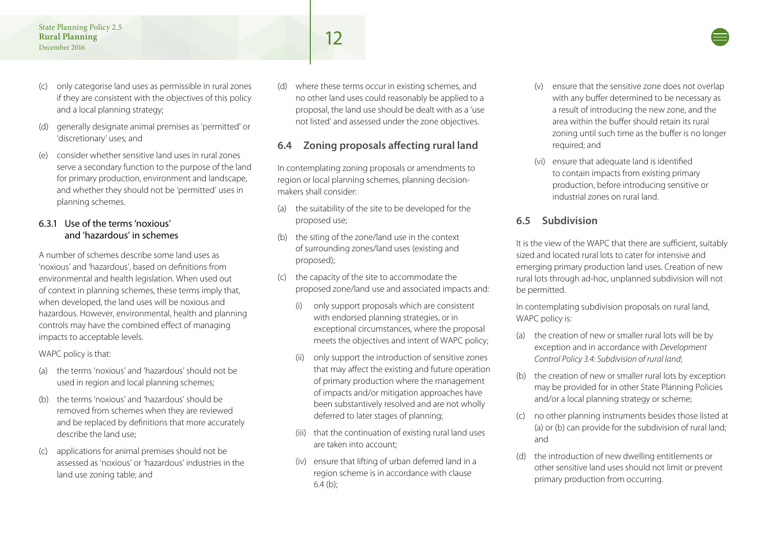(c) only categorise land uses as permissible in rural zones if they are consistent with the objectives of this policy and a local planning strategy;

(d) generally designate animal premises as 'permitted' or 'discretionary' uses; and

(e) consider whether sensitive land uses in rural zones serve a secondary function to the purpose of the land for primary production, environment and landscape, and whether they should not be 'permitted' uses in planning schemes.

### 6.3.1 Use of the terms 'noxious' and 'hazardous' in schemes

A number of schemes describe some land uses as 'noxious' and 'hazardous', based on definitions from environmental and health legislation. When used out of context in planning schemes, these terms imply that, when developed, the land uses will be noxious and hazardous. However, environmental, health and planning controls may have the combined effect of managing impacts to acceptable levels.

WAPC policy is that:

(a) the terms 'noxious' and 'hazardous' should not be used in region and local planning schemes;

(b) the terms 'noxious' and 'hazardous' should be removed from schemes when they are reviewed and be replaced by definitions that more accurately describe the land use;

(c) applications for animal premises should not be assessed as 'noxious' or 'hazardous' industries in the land use zoning table; and

(d) where these terms occur in existing schemes, and no other land uses could reasonably be applied to a proposal, the land use should be dealt with as a 'use not listed' and assessed under the zone objectives.

## 6.4 Zoning proposals affecting rural land

In contemplating zoning proposals or amendments to region or local planning schemes, planning decision-makers shall consider:

(a) the suitability of the site to be developed for the proposed use;

(b) the siting of the zone/land use in the context of surrounding zones/land uses (existing and proposed);

(c) the capacity of the site to accommodate the proposed zone/land use and associated impacts and:

   (i) only support proposals which are consistent with endorsed planning strategies, or in exceptional circumstances, where the proposal meets the objectives and intent of WAPC policy;

   (ii) only support the introduction of sensitive zones that may affect the existing and future operation of primary production where the management of impacts and/or mitigation approaches have been substantively resolved and are not wholly deferred to later stages of planning;

   (iii) that the continuation of existing rural land uses are taken into account;

   (iv) ensure that lifting of urban deferred land in a region scheme is in accordance with clause 6.4 (b);

   (v) ensure that the sensitive zone does not overlap with any buffer determined to be necessary as a result of introducing the new zone, and the area within the buffer should retain its rural zoning until such time as the buffer is no longer required; and

   (vi) ensure that adequate land is identified to contain impacts from existing primary production, before introducing sensitive or industrial zones on rural land.

## 6.5 Subdivision

It is the view of the WAPC that there are sufficient, suitably sized and located rural lots to cater for intensive and emerging primary production land uses. Creation of new rural lots through ad-hoc, unplanned subdivision will not be permitted.

In contemplating subdivision proposals on rural land, WAPC policy is:

(a) the creation of new or smaller rural lots will be by exception and in accordance with *Development Control Policy 3.4: Subdivision of rural land*;

(b) the creation of new or smaller rural lots by exception may be provided for in other State Planning Policies and/or a local planning strategy or scheme;

(c) no other planning instruments besides those listed at (a) or (b) can provide for the subdivision of rural land; and

(d) the introduction of new dwelling entitlements or other sensitive land uses should not limit or prevent primary production from occurring.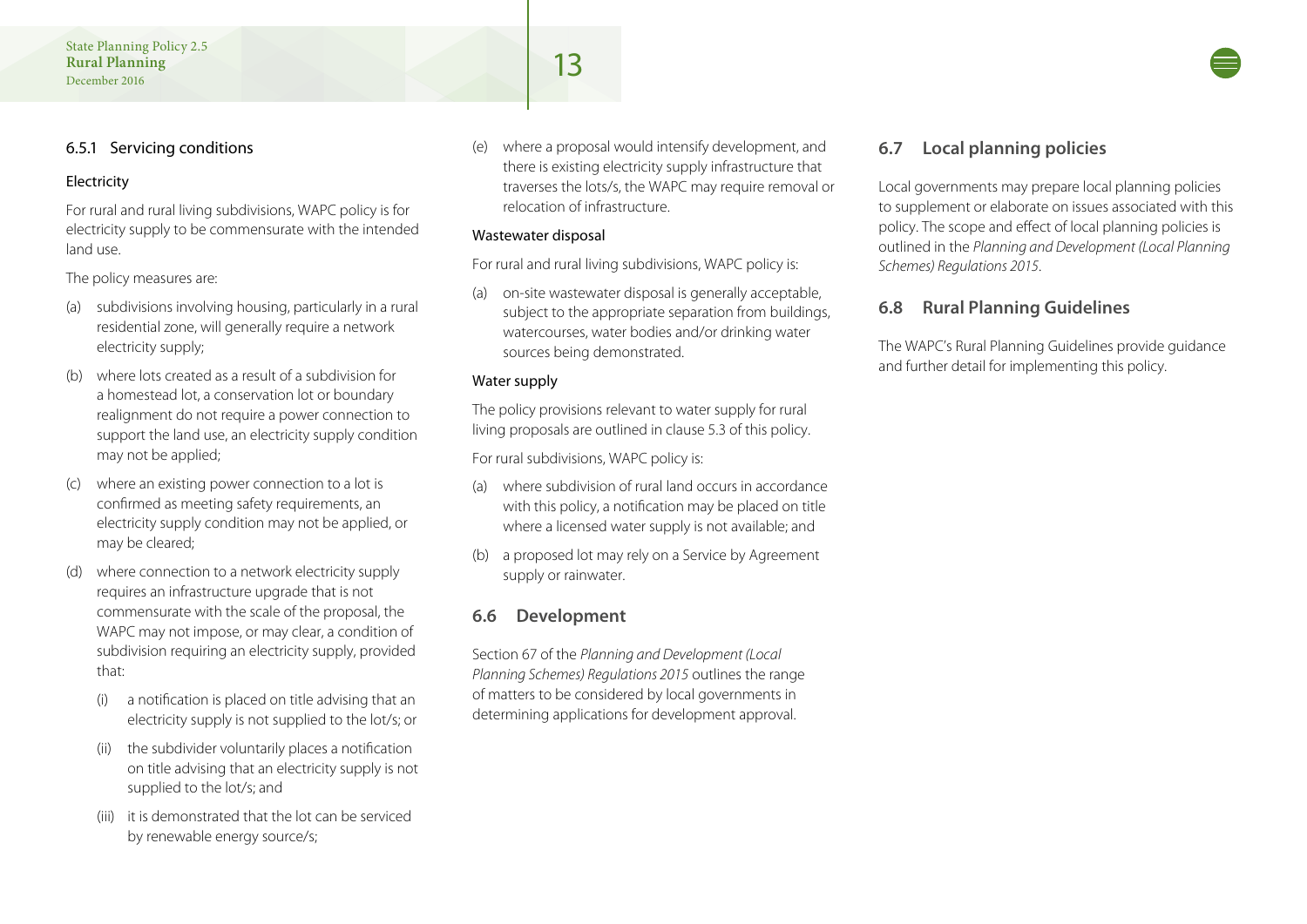### 6.5.1 Servicing conditions

#### Electricity

For rural and rural living subdivisions, WAPC policy is for electricity supply to be commensurate with the intended land use.

The policy measures are:

(a) subdivisions involving housing, particularly in a rural residential zone, will generally require a network electricity supply;

(b) where lots created as a result of a subdivision for a homestead lot, a conservation lot or boundary realignment do not require a power connection to support the land use, an electricity supply condition may not be applied;

(c) where an existing power connection to a lot is confirmed as meeting safety requirements, an electricity supply condition may not be applied, or may be cleared;

(d) where connection to a network electricity supply requires an infrastructure upgrade that is not commensurate with the scale of the proposal, the WAPC may not impose, or may clear, a condition of subdivision requiring an electricity supply, provided that:

  (i) a notification is placed on title advising that an electricity supply is not supplied to the lot/s; or

  (ii) the subdivider voluntarily places a notification on title advising that an electricity supply is not supplied to the lot/s; and

  (iii) it is demonstrated that the lot can be serviced by renewable energy source/s;

(e) where a proposal would intensify development, and there is existing electricity supply infrastructure that traverses the lots/s, the WAPC may require removal or relocation of infrastructure.

#### Wastewater disposal

For rural and rural living subdivisions, WAPC policy is:

(a) on-site wastewater disposal is generally acceptable, subject to the appropriate separation from buildings, watercourses, water bodies and/or drinking water sources being demonstrated.

#### Water supply

The policy provisions relevant to water supply for rural living proposals are outlined in clause 5.3 of this policy.

For rural subdivisions, WAPC policy is:

(a) where subdivision of rural land occurs in accordance with this policy, a notification may be placed on title where a licensed water supply is not available; and

(b) a proposed lot may rely on a Service by Agreement supply or rainwater.

## 6.6 Development

Section 67 of the *Planning and Development (Local Planning Schemes) Regulations 2015* outlines the range of matters to be considered by local governments in determining applications for development approval.

## 6.7 Local planning policies

Local governments may prepare local planning policies to supplement or elaborate on issues associated with this policy. The scope and effect of local planning policies is outlined in the *Planning and Development (Local Planning Schemes) Regulations 2015*.

## 6.8 Rural Planning Guidelines

The WAPC's Rural Planning Guidelines provide guidance and further detail for implementing this policy.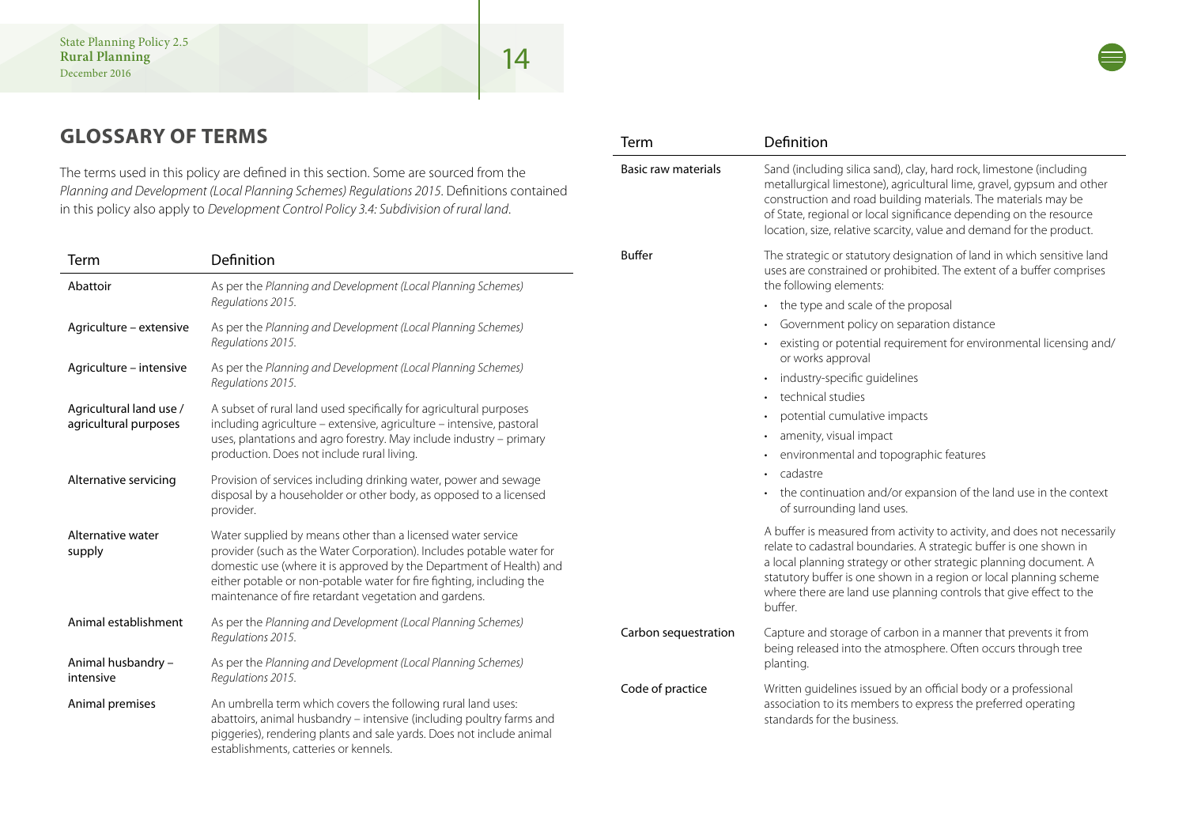## GLOSSARY OF TERMS

The terms used in this policy are defined in this section. Some are sourced from the *Planning and Development (Local Planning Schemes) Regulations 2015*. Definitions contained in this policy also apply to *Development Control Policy 3.4: Subdivision of rural land*.

| Term | Definition |
|---|---|
| Abattoir | As per the *Planning and Development (Local Planning Schemes) Regulations 2015*. |
| Agriculture – extensive | As per the *Planning and Development (Local Planning Schemes) Regulations 2015*. |
| Agriculture – intensive | As per the *Planning and Development (Local Planning Schemes) Regulations 2015*. |
| Agricultural land use / agricultural purposes | A subset of rural land used specifically for agricultural purposes including agriculture – extensive, agriculture – intensive, pastoral uses, plantations and agro forestry. May include industry – primary production. Does not include rural living. |
| Alternative servicing | Provision of services including drinking water, power and sewage disposal by a householder or other body, as opposed to a licensed provider. |
| Alternative water supply | Water supplied by means other than a licensed water service provider (such as the Water Corporation). Includes potable water for domestic use (where it is approved by the Department of Health) and either potable or non-potable water for fire fighting, including the maintenance of fire retardant vegetation and gardens. |
| Animal establishment | As per the *Planning and Development (Local Planning Schemes) Regulations 2015*. |
| Animal husbandry – intensive | As per the *Planning and Development (Local Planning Schemes) Regulations 2015*. |
| Animal premises | An umbrella term which covers the following rural land uses: abattoirs, animal husbandry – intensive (including poultry farms and piggeries), rendering plants and sale yards. Does not include animal establishments, catteries or kennels. |
| Basic raw materials | Sand (including silica sand), clay, hard rock, limestone (including metallurgical limestone), agricultural lime, gravel, gypsum and other construction and road building materials. The materials may be of State, regional or local significance depending on the resource location, size, relative scarcity, value and demand for the product. |
| Buffer | The strategic or statutory designation of land in which sensitive land uses are constrained or prohibited. The extent of a buffer comprises the following elements:<br>• the type and scale of the proposal<br>• Government policy on separation distance<br>• existing or potential requirement for environmental licensing and/ or works approval<br>• industry-specific guidelines<br>• technical studies<br>• potential cumulative impacts<br>• amenity, visual impact<br>• environmental and topographic features<br>• cadastre<br>• the continuation and/or expansion of the land use in the context of surrounding land uses.<br><br>A buffer is measured from activity to activity, and does not necessarily relate to cadastral boundaries. A strategic buffer is one shown in a local planning strategy or other strategic planning document. A statutory buffer is one shown in a region or local planning scheme where there are land use planning controls that give effect to the buffer. |
| Carbon sequestration | Capture and storage of carbon in a manner that prevents it from being released into the atmosphere. Often occurs through tree planting. |
| Code of practice | Written guidelines issued by an official body or a professional association to its members to express the preferred operating standards for the business. |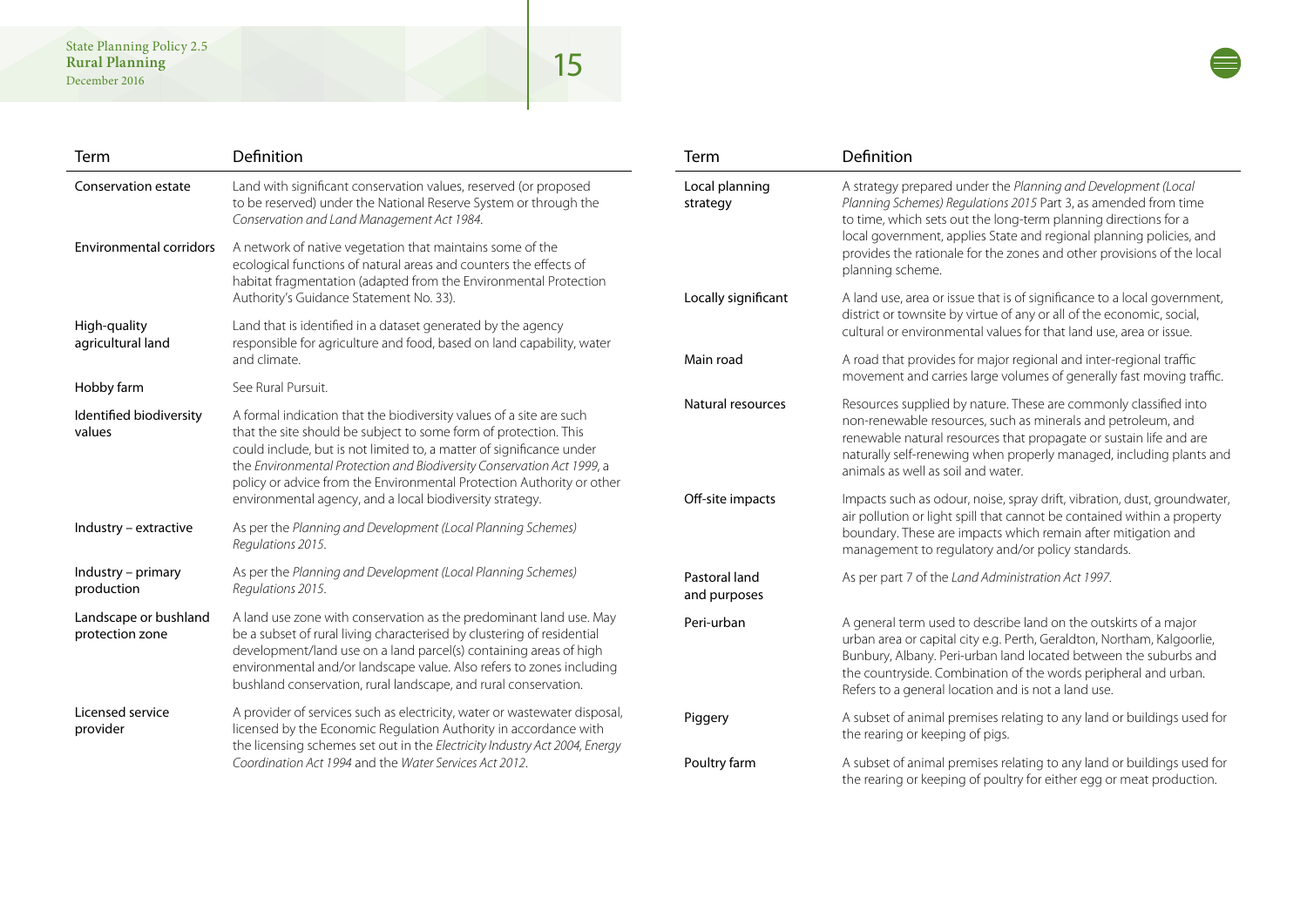| Term | Definition |
|---|---|
| Conservation estate | Land with significant conservation values, reserved (or proposed to be reserved) under the National Reserve System or through the *Conservation and Land Management Act 1984*. |
| Environmental corridors | A network of native vegetation that maintains some of the ecological functions of natural areas and counters the effects of habitat fragmentation (adapted from the Environmental Protection Authority's Guidance Statement No. 33). |
| High-quality agricultural land | Land that is identified in a dataset generated by the agency responsible for agriculture and food, based on land capability, water and climate. |
| Hobby farm | See Rural Pursuit. |
| Identified biodiversity values | A formal indication that the biodiversity values of a site are such that the site should be subject to some form of protection. This could include, but is not limited to, a matter of significance under the *Environmental Protection and Biodiversity Conservation Act 1999*, a policy or advice from the Environmental Protection Authority or other environmental agency, and a local biodiversity strategy. |
| Industry – extractive | As per the *Planning and Development (Local Planning Schemes) Regulations 2015*. |
| Industry – primary production | As per the *Planning and Development (Local Planning Schemes) Regulations 2015*. |
| Landscape or bushland protection zone | A land use zone with conservation as the predominant land use. May be a subset of rural living characterised by clustering of residential development/land use on a land parcel(s) containing areas of high environmental and/or landscape value. Also refers to zones including bushland conservation, rural landscape, and rural conservation. |
| Licensed service provider | A provider of services such as electricity, water or wastewater disposal, licensed by the Economic Regulation Authority in accordance with the licensing schemes set out in the *Electricity Industry Act 2004, Energy Coordination Act 1994* and the *Water Services Act 2012*. |
| Local planning strategy | A strategy prepared under the *Planning and Development (Local Planning Schemes) Regulations 2015* Part 3, as amended from time to time, which sets out the long-term planning directions for a local government, applies State and regional planning policies, and provides the rationale for the zones and other provisions of the local planning scheme. |
| Locally significant | A land use, area or issue that is of significance to a local government, district or townsite by virtue of any or all of the economic, social, cultural or environmental values for that land use, area or issue. |
| Main road | A road that provides for major regional and inter-regional traffic movement and carries large volumes of generally fast moving traffic. |
| Natural resources | Resources supplied by nature. These are commonly classified into non-renewable resources, such as minerals and petroleum, and renewable natural resources that propagate or sustain life and are naturally self-renewing when properly managed, including plants and animals as well as soil and water. |
| Off-site impacts | Impacts such as odour, noise, spray drift, vibration, dust, groundwater, air pollution or light spill that cannot be contained within a property boundary. These are impacts which remain after mitigation and management to regulatory and/or policy standards. |
| Pastoral land and purposes | As per part 7 of the *Land Administration Act 1997*. |
| Peri-urban | A general term used to describe land on the outskirts of a major urban area or capital city e.g. Perth, Geraldton, Northam, Kalgoorlie, Bunbury, Albany. Peri-urban land located between the suburbs and the countryside. Combination of the words peripheral and urban. Refers to a general location and is not a land use. |
| Piggery | A subset of animal premises relating to any land or buildings used for the rearing or keeping of pigs. |
| Poultry farm | A subset of animal premises relating to any land or buildings used for the rearing or keeping of poultry for either egg or meat production. |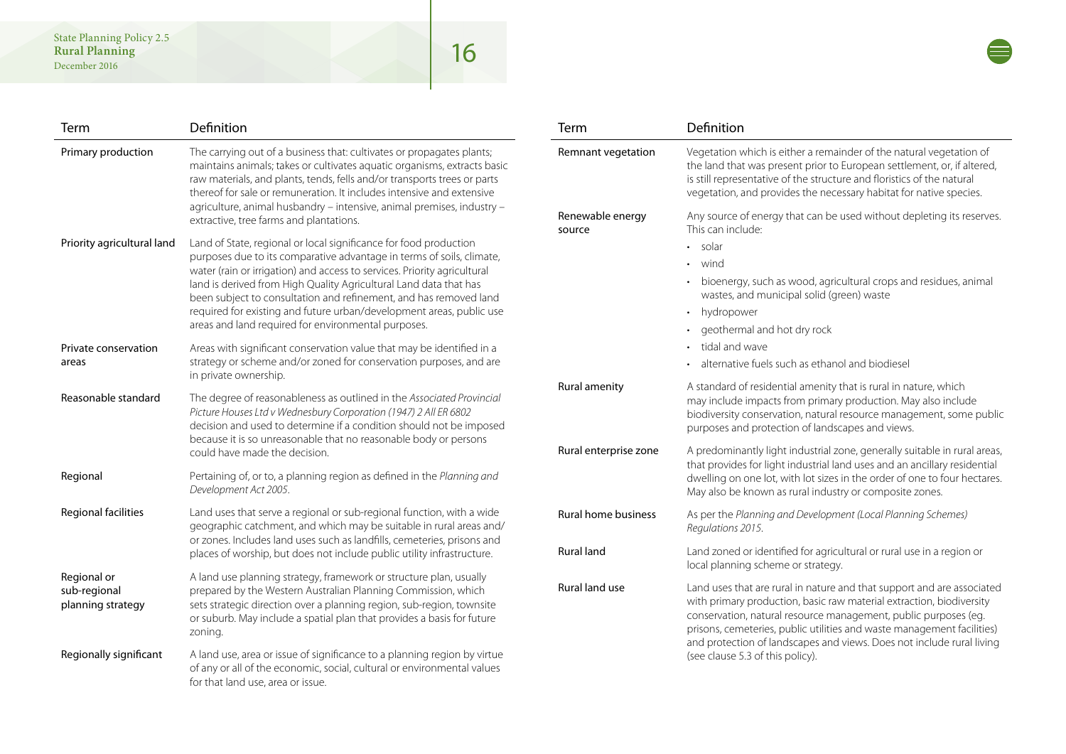| Term | Definition |
|---|---|
| Primary production | The carrying out of a business that: cultivates or propagates plants; maintains animals; takes or cultivates aquatic organisms, extracts basic raw materials, and plants, tends, fells and/or transports trees or parts thereof for sale or remuneration. It includes intensive and extensive agriculture, animal husbandry – intensive, animal premises, industry – extractive, tree farms and plantations. |
| Priority agricultural land | Land of State, regional or local significance for food production purposes due to its comparative advantage in terms of soils, climate, water (rain or irrigation) and access to services. Priority agricultural land is derived from High Quality Agricultural Land data that has been subject to consultation and refinement, and has removed land required for existing and future urban/development areas, public use areas and land required for environmental purposes. |
| Private conservation areas | Areas with significant conservation value that may be identified in a strategy or scheme and/or zoned for conservation purposes, and are in private ownership. |
| Reasonable standard | The degree of reasonableness as outlined in the *Associated Provincial Picture Houses Ltd v Wednesbury Corporation (1947) 2 All ER 6802* decision and used to determine if a condition should not be imposed because it is so unreasonable that no reasonable body or persons could have made the decision. |
| Regional | Pertaining of, or to, a planning region as defined in the *Planning and Development Act 2005*. |
| Regional facilities | Land uses that serve a regional or sub-regional function, with a wide geographic catchment, and which may be suitable in rural areas and/or zones. Includes land uses such as landfills, cemeteries, prisons and places of worship, but does not include public utility infrastructure. |
| Regional or sub-regional planning strategy | A land use planning strategy, framework or structure plan, usually prepared by the Western Australian Planning Commission, which sets strategic direction over a planning region, sub-region, townsite or suburb. May include a spatial plan that provides a basis for future zoning. |
| Regionally significant | A land use, area or issue of significance to a planning region by virtue of any or all of the economic, social, cultural or environmental values for that land use, area or issue. |
| Remnant vegetation | Vegetation which is either a remainder of the natural vegetation of the land that was present prior to European settlement, or, if altered, is still representative of the structure and floristics of the natural vegetation, and provides the necessary habitat for native species. |
| Renewable energy source | Any source of energy that can be used without depleting its reserves. This can include:<br>• solar<br>• wind<br>• bioenergy, such as wood, agricultural crops and residues, animal wastes, and municipal solid (green) waste<br>• hydropower<br>• geothermal and hot dry rock<br>• tidal and wave<br>• alternative fuels such as ethanol and biodiesel |
| Rural amenity | A standard of residential amenity that is rural in nature, which may include impacts from primary production. May also include biodiversity conservation, natural resource management, some public purposes and protection of landscapes and views. |
| Rural enterprise zone | A predominantly light industrial zone, generally suitable in rural areas, that provides for light industrial land uses and an ancillary residential dwelling on one lot, with lot sizes in the order of one to four hectares. May also be known as rural industry or composite zones. |
| Rural home business | As per the *Planning and Development (Local Planning Schemes) Regulations 2015*. |
| Rural land | Land zoned or identified for agricultural or rural use in a region or local planning scheme or strategy. |
| Rural land use | Land uses that are rural in nature and that support and are associated with primary production, basic raw material extraction, biodiversity conservation, natural resource management, public purposes (eg. prisons, cemeteries, public utilities and waste management facilities) and protection of landscapes and views. Does not include rural living (see clause 5.3 of this policy). |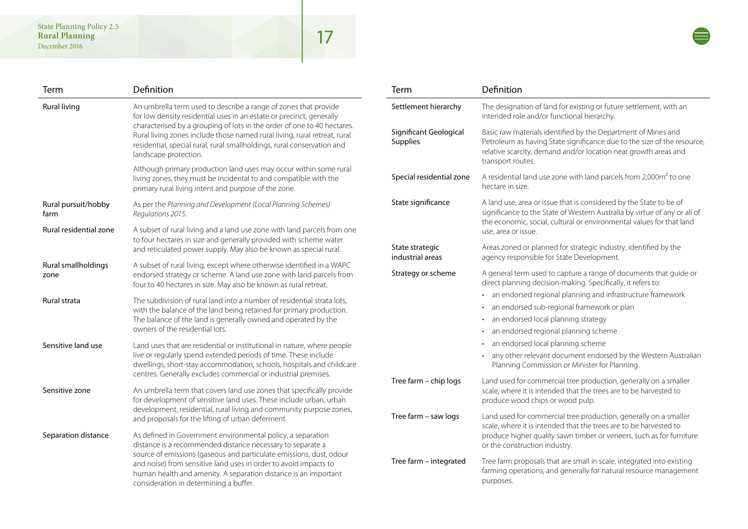| Term | Definition |
|---|---|
| Rural living | An umbrella term used to describe a range of zones that provide for low density residential uses in an estate or precinct, generally characterised by a grouping of lots in the order of one to 40 hectares. Rural living zones include those named rural living, rural retreat, rural residential, special rural, rural smallholdings, rural conservation and landscape protection.<br><br>Although primary production land uses may occur within some rural living zones, they must be incidental to and compatible with the primary rural living intent and purpose of the zone. |
| Rural pursuit/hobby farm | As per the *Planning and Development (Local Planning Schemes) Regulations 2015*. |
| Rural residential zone | A subset of rural living and a land use zone with land parcels from one to four hectares in size and generally provided with scheme water and reticulated power supply. May also be known as special rural. |
| Rural smallholdings zone | A subset of rural living, except where otherwise identified in a WAPC endorsed strategy or scheme. A land use zone with land parcels from four to 40 hectares in size. May also be known as rural retreat. |
| Rural strata | The subdivision of rural land into a number of residential strata lots, with the balance of the land being retained for primary production. The balance of the land is generally owned and operated by the owners of the residential lots. |
| Sensitive land use | Land uses that are residential or institutional in nature, where people live or regularly spend extended periods of time. These include dwellings, short-stay accommodation, schools, hospitals and childcare centres. Generally excludes commercial or industrial premises. |
| Sensitive zone | An umbrella term that covers land use zones that specifically provide for development of sensitive land uses. These include urban, urban development, residential, rural living and community purpose zones, and proposals for the lifting of urban deferment. |
| Separation distance | As defined in Government environmental policy, a separation distance is a recommended distance necessary to separate a source of emissions (gaseous and particulate emissions, dust, odour and noise) from sensitive land uses in order to avoid impacts to human health and amenity. A separation distance is an important consideration in determining a buffer. |
| Settlement hierarchy | The designation of land for existing or future settlement, with an intended role and/or functional hierarchy. |
| Significant Geological Supplies | Basic raw materials identified by the Department of Mines and Petroleum as having State significance due to the size of the resource, relative scarcity, demand and/or location near growth areas and transport routes. |
| Special residential zone | A residential land use zone with land parcels from 2,000m² to one hectare in size. |
| State significance | A land use, area or issue that is considered by the State to be of significance to the State of Western Australia by virtue of any or all of the economic, social, cultural or environmental values for that land use, area or issue. |
| State strategic industrial areas | Areas zoned or planned for strategic industry, identified by the agency responsible for State Development. |
| Strategy or scheme | A general term used to capture a range of documents that guide or direct planning decision-making. Specifically, it refers to:<br>• an endorsed regional planning and infrastructure framework<br>• an endorsed sub-regional framework or plan<br>• an endorsed local planning strategy<br>• an endorsed regional planning scheme<br>• an endorsed local planning scheme<br>• any other relevant document endorsed by the Western Australian Planning Commission or Minister for Planning |
| Tree farm – chip logs | Land used for commercial tree production, generally on a smaller scale, where it is intended that the trees are to be harvested to produce wood chips or wood pulp. |
| Tree farm – saw logs | Land used for commercial tree production, generally on a smaller scale, where it is intended that the trees are to be harvested to produce higher quality sawn timber or veneers, such as for furniture or the construction industry. |
| Tree farm – integrated | Tree farm proposals that are small in scale, integrated into existing farming operations, and generally for natural resource management purposes. |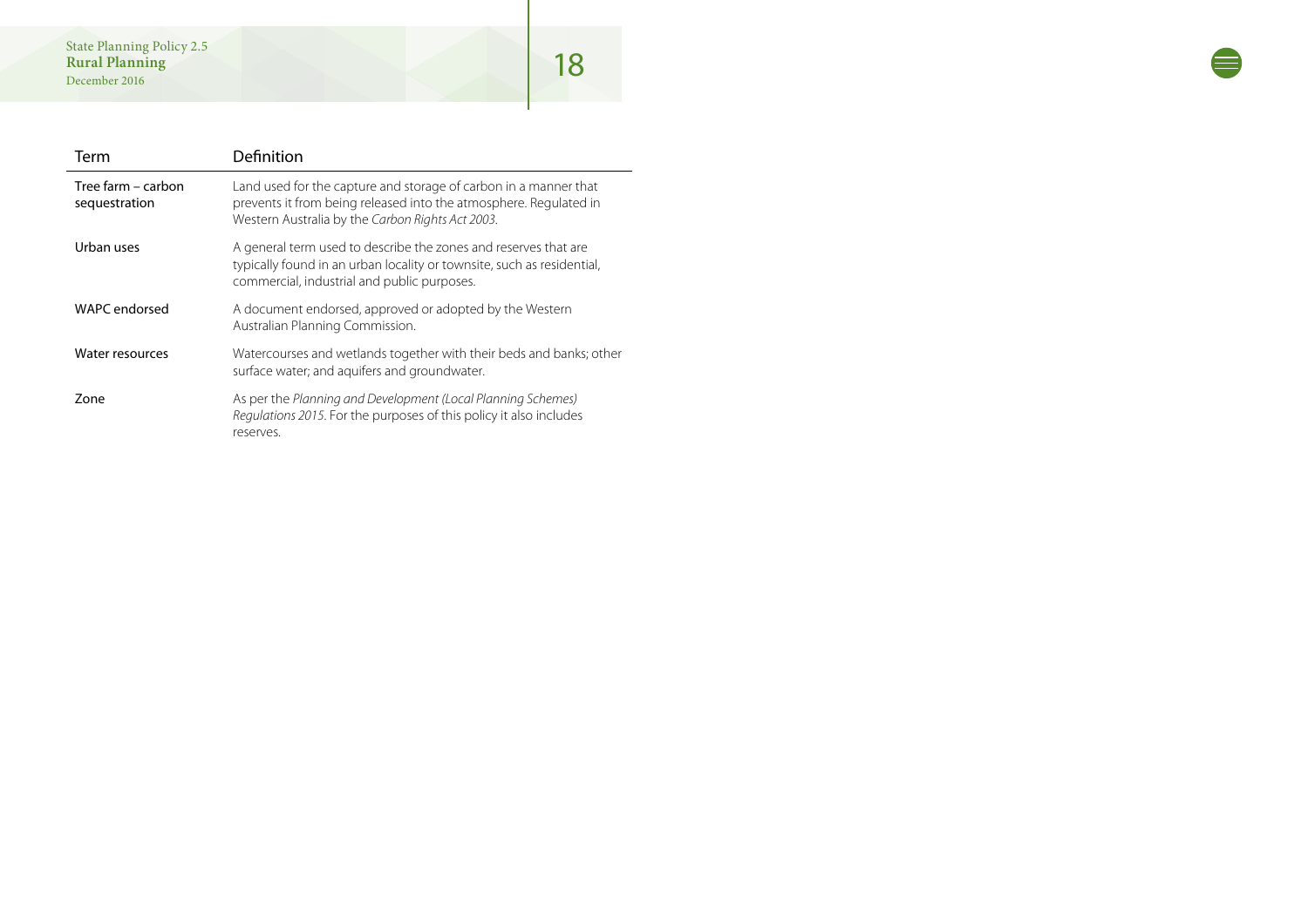| Term | Definition |
| --- | --- |
| Tree farm – carbon sequestration | Land used for the capture and storage of carbon in a manner that prevents it from being released into the atmosphere. Regulated in Western Australia by the *Carbon Rights Act 2003*. |
| Urban uses | A general term used to describe the zones and reserves that are typically found in an urban locality or townsite, such as residential, commercial, industrial and public purposes. |
| WAPC endorsed | A document endorsed, approved or adopted by the Western Australian Planning Commission. |
| Water resources | Watercourses and wetlands together with their beds and banks; other surface water; and aquifers and groundwater. |
| Zone | As per the *Planning and Development (Local Planning Schemes) Regulations 2015*. For the purposes of this policy it also includes reserves. |